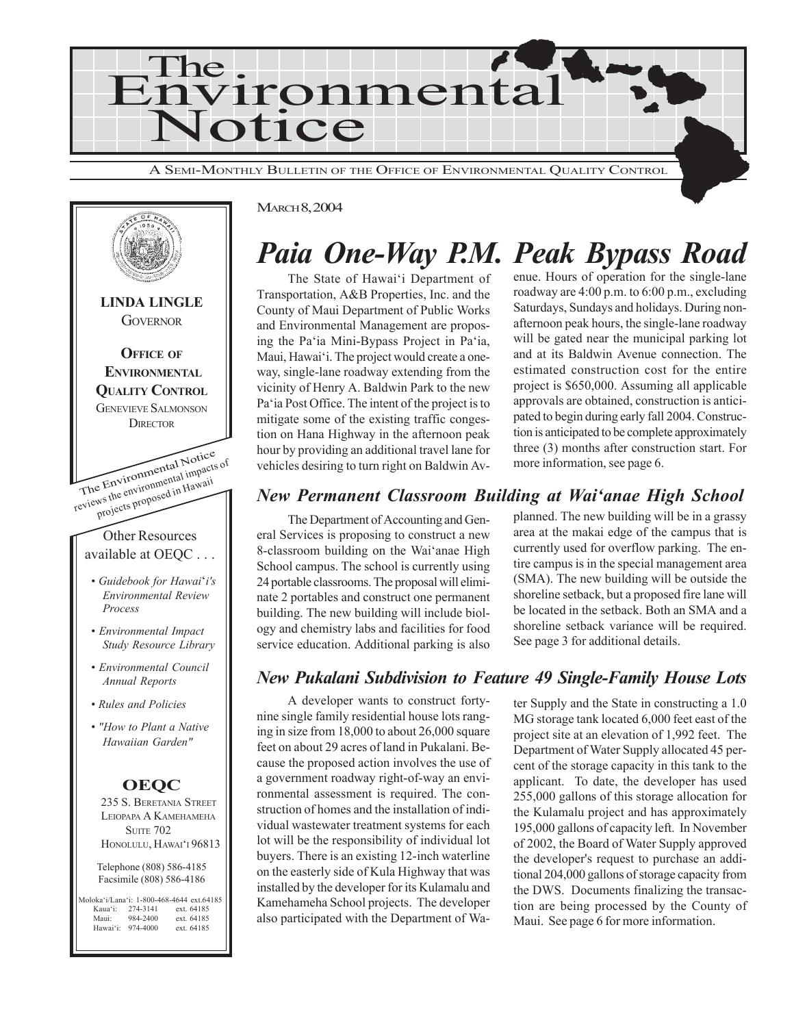# The Environmental Notice

A SEMI-MONTHLY BULLETIN OF THE OFFICE OF ENVIRONMENTAL QUALITY CONTROL

MARCH 8, 2004

**LINDA LINGLE**
GOVERNOR

**OFFICE OF ENVIRONMENTAL QUALITY CONTROL**
GENEVIEVE SALMONSON
DIRECTOR

The Environmental Notice reviews the environmental impacts of projects proposed in Hawaii

Other Resources available at OEQC . . .

- *Guidebook for Hawai'i's Environmental Review Process*
- *Environmental Impact Study Resource Library*
- *Environmental Council Annual Reports*
- *Rules and Policies*
- *"How to Plant a Native Hawaiian Garden"*

**OEQC**
235 S. BERETANIA STREET
LEIOPAPA A KAMEHAMEHA
SUITE 702
HONOLULU, HAWAI'I 96813

Telephone (808) 586-4185
Facsimile (808) 586-4186

| | | |
|---|---|---|
| Moloka'i/Lana'i: | 1-800-468-4644 | ext.64185 |
| Kaua'i: | 274-3141 | ext. 64185 |
| Maui: | 984-2400 | ext. 64185 |
| Hawai'i: | 974-4000 | ext. 64185 |

## *Paia One-Way P.M. Peak Bypass Road*

The State of Hawai'i Department of Transportation, A&B Properties, Inc. and the County of Maui Department of Public Works and Environmental Management are proposing the Pa'ia Mini-Bypass Project in Pa'ia, Maui, Hawai'i. The project would create a one-way, single-lane roadway extending from the vicinity of Henry A. Baldwin Park to the new Pa'ia Post Office. The intent of the project is to mitigate some of the existing traffic congestion on Hana Highway in the afternoon peak hour by providing an additional travel lane for vehicles desiring to turn right on Baldwin Avenue. Hours of operation for the single-lane roadway are 4:00 p.m. to 6:00 p.m., excluding Saturdays, Sundays and holidays. During non-afternoon peak hours, the single-lane roadway will be gated near the municipal parking lot and at its Baldwin Avenue connection. The estimated construction cost for the entire project is $650,000. Assuming all applicable approvals are obtained, construction is anticipated to begin during early fall 2004. Construction is anticipated to be complete approximately three (3) months after construction start. For more information, see page 6.

### *New Permanent Classroom Building at Wai'anae High School*

The Department of Accounting and General Services is proposing to construct a new 8-classroom building on the Wai'anae High School campus. The school is currently using 24 portable classrooms. The proposal will eliminate 2 portables and construct one permanent building. The new building will include biology and chemistry labs and facilities for food service education. Additional parking is also planned. The new building will be in a grassy area at the makai edge of the campus that is currently used for overflow parking. The entire campus is in the special management area (SMA). The new building will be outside the shoreline setback, but a proposed fire lane will be located in the setback. Both an SMA and a shoreline setback variance will be required. See page 3 for additional details.

### *New Pukalani Subdivision to Feature 49 Single-Family House Lots*

A developer wants to construct forty-nine single family residential house lots ranging in size from 18,000 to about 26,000 square feet on about 29 acres of land in Pukalani. Because the proposed action involves the use of a government roadway right-of-way an environmental assessment is required. The construction of homes and the installation of individual wastewater treatment systems for each lot will be the responsibility of individual lot buyers. There is an existing 12-inch waterline on the easterly side of Kula Highway that was installed by the developer for its Kulamalu and Kamehameha School projects. The developer also participated with the Department of Water Supply and the State in constructing a 1.0 MG storage tank located 6,000 feet east of the project site at an elevation of 1,992 feet. The Department of Water Supply allocated 45 percent of the storage capacity in this tank to the applicant. To date, the developer has used 255,000 gallons of this storage allocation for the Kulamalu project and has approximately 195,000 gallons of capacity left. In November of 2002, the Board of Water Supply approved the developer's request to purchase an additional 204,000 gallons of storage capacity from the DWS. Documents finalizing the transaction are being processed by the County of Maui. See page 6 for more information.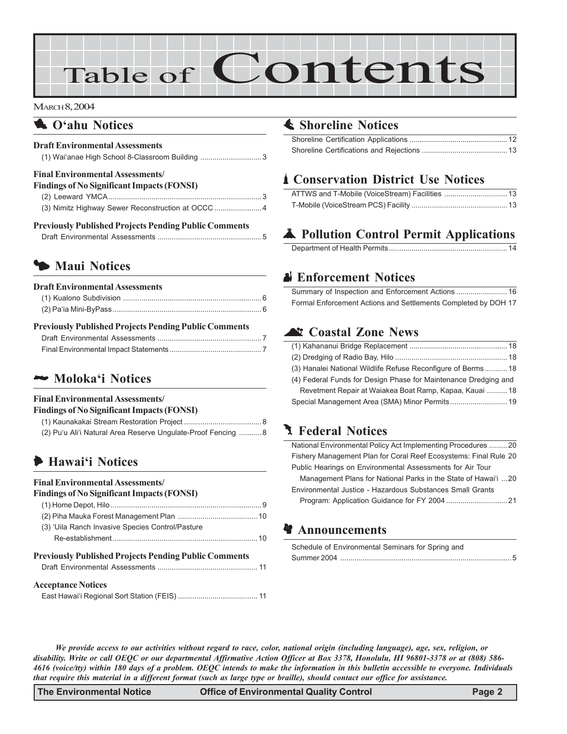# Table of Contents

MARCH 8, 2004

## O'ahu Notices

**Draft Environmental Assessments**

(1) Wai'anae High School 8-Classroom Building .......... 3

**Final Environmental Assessments/ Findings of No Significant Impacts (FONSI)**

(2) Leeward YMCA .......... 3
(3) Nimitz Highway Sewer Reconstruction at OCCC .......... 4

**Previously Published Projects Pending Public Comments**

Draft Environmental Assessments .......... 5

## Maui Notices

**Draft Environmental Assessments**

(1) Kualono Subdivision .......... 6
(2) Pa'ia Mini-ByPass .......... 6

**Previously Published Projects Pending Public Comments**

Draft Environmental Assessments .......... 7
Final Environmental Impact Statements .......... 7

## Moloka'i Notices

**Final Environmental Assessments/ Findings of No Significant Impacts (FONSI)**

(1) Kaunakakai Stream Restoration Project .......... 8
(2) Pu'u Ali'i Natural Area Reserve Ungulate-Proof Fencing .......... 8

## Hawai'i Notices

**Final Environmental Assessments/ Findings of No Significant Impacts (FONSI)**

(1) Home Depot, Hilo .......... 9
(2) Piha Mauka Forest Management Plan .......... 10
(3) 'Uila Ranch Invasive Species Control/Pasture Re-establishment .......... 10

**Previously Published Projects Pending Public Comments**

Draft Environmental Assessments .......... 11

**Acceptance Notices**

East Hawai'i Regional Sort Station (FEIS) .......... 11

## Shoreline Notices

Shoreline Certification Applications .......... 12
Shoreline Certifications and Rejections .......... 13

## Conservation District Use Notices

ATTWS and T-Mobile (VoiceStream) Facilities .......... 13
T-Mobile (VoiceStream PCS) Facility .......... 13

## Pollution Control Permit Applications

Department of Health Permits .......... 14

## Enforcement Notices

Summary of Inspection and Enforcement Actions .......... 16
Formal Enforcement Actions and Settlements Completed by DOH 17

## Coastal Zone News

(1) Kahananui Bridge Replacement .......... 18
(2) Dredging of Radio Bay, Hilo .......... 18
(3) Hanalei National Wildlife Refuse Reconfigure of Berms .......... 18
(4) Federal Funds for Design Phase for Maintenance Dredging and Revetment Repair at Waiakea Boat Ramp, Kapaa, Kauai .......... 18
Special Management Area (SMA) Minor Permits .......... 19

## Federal Notices

National Environmental Policy Act Implementing Procedures .......... 20
Fishery Management Plan for Coral Reef Ecosystems: Final Rule 20
Public Hearings on Environmental Assessments for Air Tour Management Plans for National Parks in the State of Hawai'i ... 20
Environmental Justice - Hazardous Substances Small Grants Program: Application Guidance for FY 2004 .......... 21

## Announcements

Schedule of Environmental Seminars for Spring and Summer 2004 .......... 5

*We provide access to our activities without regard to race, color, national origin (including language), age, sex, religion, or disability. Write or call OEQC or our departmental Affirmative Action Officer at Box 3378, Honolulu, HI 96801-3378 or at (808) 586-4616 (voice/tty) within 180 days of a problem. OEQC intends to make the information in this bulletin accessible to everyone. Individuals that require this material in a different format (such as large type or braille), should contact our office for assistance.*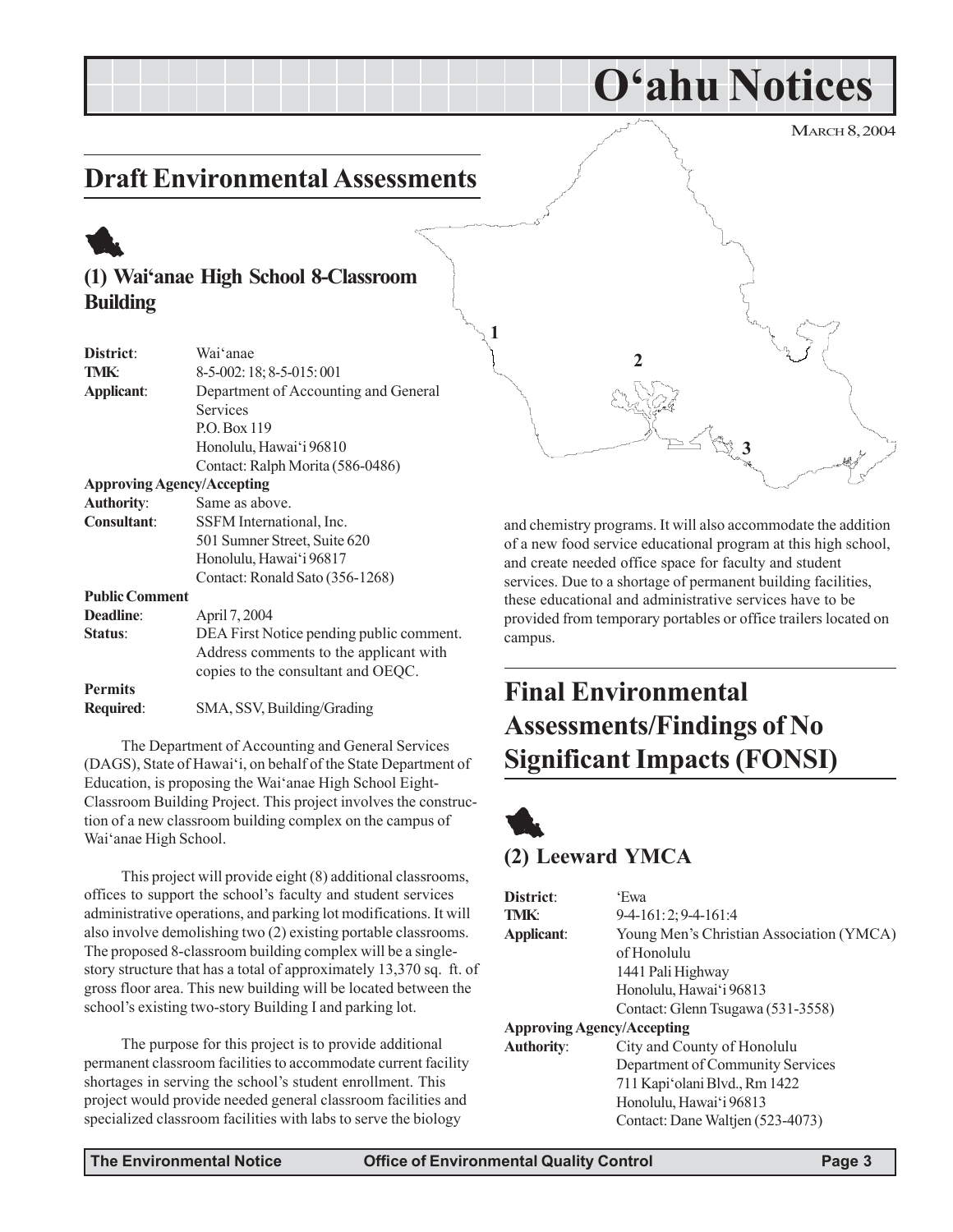# O'ahu Notices

MARCH 8, 2004

## Draft Environmental Assessments

### (1) Wai'anae High School 8-Classroom Building

| | |
|---|---|
| **District**: | Wai'anae |
| **TMK**: | 8-5-002: 18; 8-5-015: 001 |
| **Applicant**: | Department of Accounting and General Services<br>P.O. Box 119<br>Honolulu, Hawai'i 96810<br>Contact: Ralph Morita (586-0486) |
| **Approving Agency/Accepting Authority**: | Same as above. |
| **Consultant**: | SSFM International, Inc.<br>501 Sumner Street, Suite 620<br>Honolulu, Hawai'i 96817<br>Contact: Ronald Sato (356-1268) |
| **Public Comment Deadline**: | April 7, 2004 |
| **Status**: | DEA First Notice pending public comment. Address comments to the applicant with copies to the consultant and OEQC. |
| **Permits Required**: | SMA, SSV, Building/Grading |

The Department of Accounting and General Services (DAGS), State of Hawai'i, on behalf of the State Department of Education, is proposing the Wai'anae High School Eight-Classroom Building Project. This project involves the construction of a new classroom building complex on the campus of Wai'anae High School.

This project will provide eight (8) additional classrooms, offices to support the school's faculty and student services administrative operations, and parking lot modifications. It will also involve demolishing two (2) existing portable classrooms. The proposed 8-classroom building complex will be a single-story structure that has a total of approximately 13,370 sq. ft. of gross floor area. This new building will be located between the school's existing two-story Building I and parking lot.

The purpose for this project is to provide additional permanent classroom facilities to accommodate current facility shortages in serving the school's student enrollment. This project would provide needed general classroom facilities and specialized classroom facilities with labs to serve the biology and chemistry programs. It will also accommodate the addition of a new food service educational program at this high school, and create needed office space for faculty and student services. Due to a shortage of permanent building facilities, these educational and administrative services have to be provided from temporary portables or office trailers located on campus.

## Final Environmental Assessments/Findings of No Significant Impacts (FONSI)

### (2) Leeward YMCA

| | |
|---|---|
| **District**: | 'Ewa |
| **TMK**: | 9-4-161: 2; 9-4-161:4 |
| **Applicant**: | Young Men's Christian Association (YMCA) of Honolulu<br>1441 Pali Highway<br>Honolulu, Hawai'i 96813<br>Contact: Glenn Tsugawa (531-3558) |
| **Approving Agency/Accepting Authority**: | City and County of Honolulu<br>Department of Community Services<br>711 Kapi'olani Blvd., Rm 1422<br>Honolulu, Hawai'i 96813<br>Contact: Dane Waltjen (523-4073) |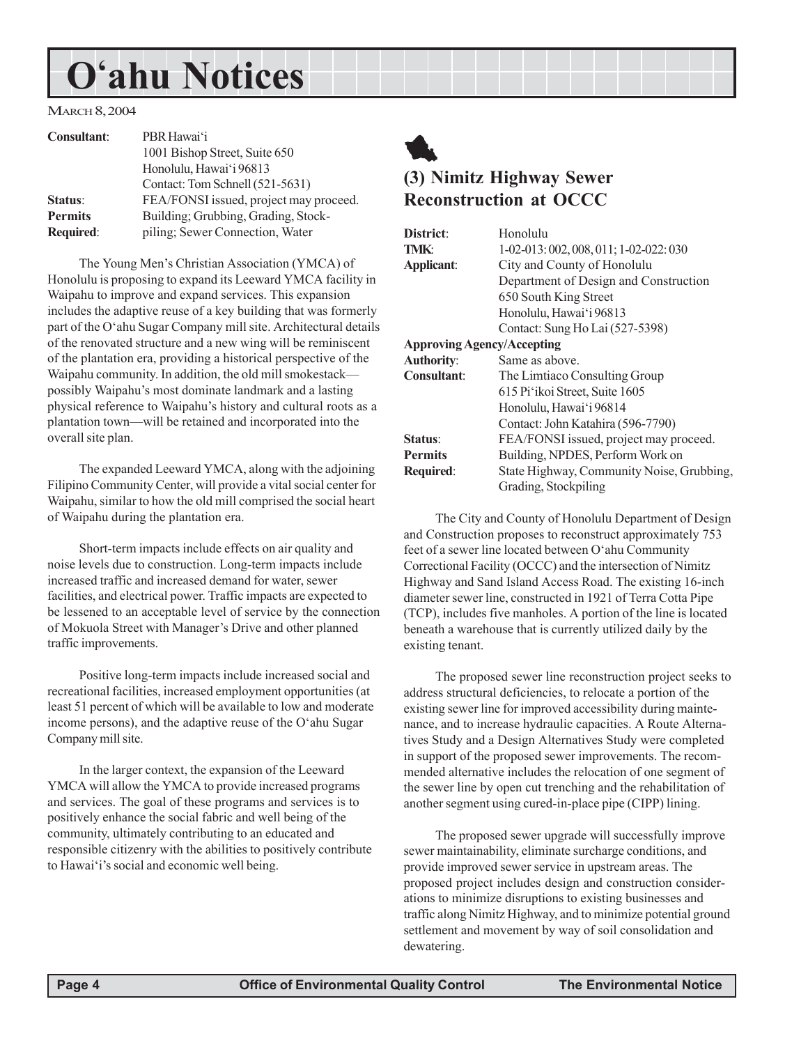# O'ahu Notices

MARCH 8, 2004

| | |
|---|---|
| **Consultant**: | PBR Hawai'i<br>1001 Bishop Street, Suite 650<br>Honolulu, Hawai'i 96813<br>Contact: Tom Schnell (521-5631) |
| **Status**: | FEA/FONSI issued, project may proceed. |
| **Permits Required**: | Building; Grubbing, Grading, Stockpiling; Sewer Connection, Water |

The Young Men's Christian Association (YMCA) of Honolulu is proposing to expand its Leeward YMCA facility in Waipahu to improve and expand services. This expansion includes the adaptive reuse of a key building that was formerly part of the O'ahu Sugar Company mill site. Architectural details of the renovated structure and a new wing will be reminiscent of the plantation era, providing a historical perspective of the Waipahu community. In addition, the old mill smokestack—possibly Waipahu's most dominate landmark and a lasting physical reference to Waipahu's history and cultural roots as a plantation town—will be retained and incorporated into the overall site plan.

The expanded Leeward YMCA, along with the adjoining Filipino Community Center, will provide a vital social center for Waipahu, similar to how the old mill comprised the social heart of Waipahu during the plantation era.

Short-term impacts include effects on air quality and noise levels due to construction. Long-term impacts include increased traffic and increased demand for water, sewer facilities, and electrical power. Traffic impacts are expected to be lessened to an acceptable level of service by the connection of Mokuola Street with Manager's Drive and other planned traffic improvements.

Positive long-term impacts include increased social and recreational facilities, increased employment opportunities (at least 51 percent of which will be available to low and moderate income persons), and the adaptive reuse of the O'ahu Sugar Company mill site.

In the larger context, the expansion of the Leeward YMCA will allow the YMCA to provide increased programs and services. The goal of these programs and services is to positively enhance the social fabric and well being of the community, ultimately contributing to an educated and responsible citizenry with the abilities to positively contribute to Hawai'i's social and economic well being.

## (3) Nimitz Highway Sewer Reconstruction at OCCC

| | |
|---|---|
| **District**: | Honolulu |
| **TMK**: | 1-02-013: 002, 008, 011; 1-02-022: 030 |
| **Applicant**: | City and County of Honolulu<br>Department of Design and Construction<br>650 South King Street<br>Honolulu, Hawai'i 96813<br>Contact: Sung Ho Lai (527-5398) |
| **Approving Agency/Accepting Authority**: | Same as above. |
| **Consultant**: | The Limtiaco Consulting Group<br>615 Pi'ikoi Street, Suite 1605<br>Honolulu, Hawai'i 96814<br>Contact: John Katahira (596-7790) |
| **Status**: | FEA/FONSI issued, project may proceed. |
| **Permits Required**: | Building, NPDES, Perform Work on State Highway, Community Noise, Grubbing, Grading, Stockpiling |

The City and County of Honolulu Department of Design and Construction proposes to reconstruct approximately 753 feet of a sewer line located between O'ahu Community Correctional Facility (OCCC) and the intersection of Nimitz Highway and Sand Island Access Road. The existing 16-inch diameter sewer line, constructed in 1921 of Terra Cotta Pipe (TCP), includes five manholes. A portion of the line is located beneath a warehouse that is currently utilized daily by the existing tenant.

The proposed sewer line reconstruction project seeks to address structural deficiencies, to relocate a portion of the existing sewer line for improved accessibility during maintenance, and to increase hydraulic capacities. A Route Alternatives Study and a Design Alternatives Study were completed in support of the proposed sewer improvements. The recommended alternative includes the relocation of one segment of the sewer line by open cut trenching and the rehabilitation of another segment using cured-in-place pipe (CIPP) lining.

The proposed sewer upgrade will successfully improve sewer maintainability, eliminate surcharge conditions, and provide improved sewer service in upstream areas. The proposed project includes design and construction considerations to minimize disruptions to existing businesses and traffic along Nimitz Highway, and to minimize potential ground settlement and movement by way of soil consolidation and dewatering.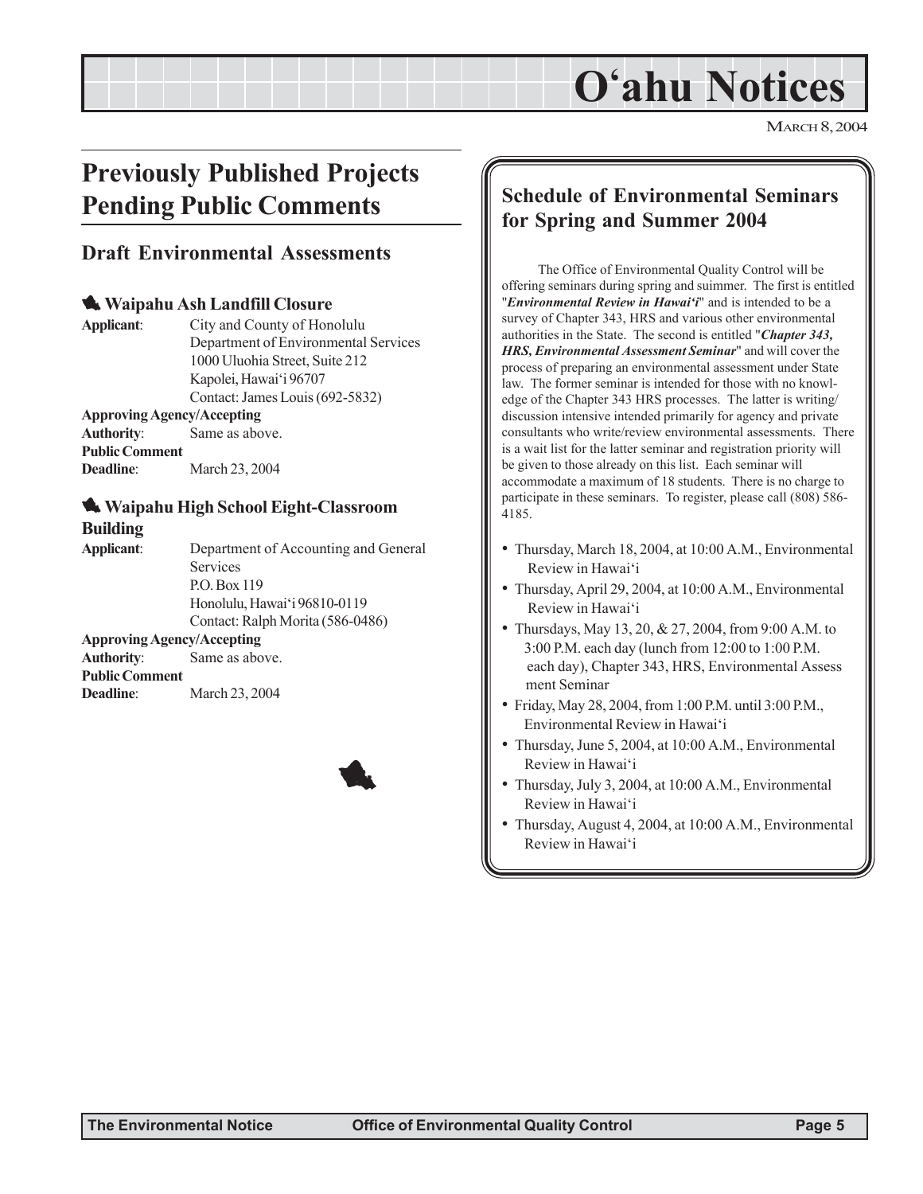# O'ahu Notices

MARCH 8, 2004

## Previously Published Projects Pending Public Comments

### Draft Environmental Assessments

#### Waipahu Ash Landfill Closure

**Applicant**: City and County of Honolulu
Department of Environmental Services
1000 Uluohia Street, Suite 212
Kapolei, Hawai'i 96707
Contact: James Louis (692-5832)

**Approving Agency/Accepting Authority**: Same as above.

**Public Comment Deadline**: March 23, 2004

#### Waipahu High School Eight-Classroom Building

**Applicant**: Department of Accounting and General Services
P.O. Box 119
Honolulu, Hawai'i 96810-0119
Contact: Ralph Morita (586-0486)

**Approving Agency/Accepting Authority**: Same as above.

**Public Comment Deadline**: March 23, 2004

## Schedule of Environmental Seminars for Spring and Summer 2004

The Office of Environmental Quality Control will be offering seminars during spring and suimmer. The first is entitled "***Environmental Review in Hawai'i***" and is intended to be a survey of Chapter 343, HRS and various other environmental authorities in the State. The second is entitled "***Chapter 343, HRS, Environmental Assessment Seminar***" and will cover the process of preparing an environmental assessment under State law. The former seminar is intended for those with no knowledge of the Chapter 343 HRS processes. The latter is writing/discussion intensive intended primarily for agency and private consultants who write/review environmental assessments. There is a wait list for the latter seminar and registration priority will be given to those already on this list. Each seminar will accommodate a maximum of 18 students. There is no charge to participate in these seminars. To register, please call (808) 586-4185.

- Thursday, March 18, 2004, at 10:00 A.M., Environmental Review in Hawai'i
- Thursday, April 29, 2004, at 10:00 A.M., Environmental Review in Hawai'i
- Thursdays, May 13, 20, & 27, 2004, from 9:00 A.M. to 3:00 P.M. each day (lunch from 12:00 to 1:00 P.M. each day), Chapter 343, HRS, Environmental Assessment Seminar
- Friday, May 28, 2004, from 1:00 P.M. until 3:00 P.M., Environmental Review in Hawai'i
- Thursday, June 5, 2004, at 10:00 A.M., Environmental Review in Hawai'i
- Thursday, July 3, 2004, at 10:00 A.M., Environmental Review in Hawai'i
- Thursday, August 4, 2004, at 10:00 A.M., Environmental Review in Hawai'i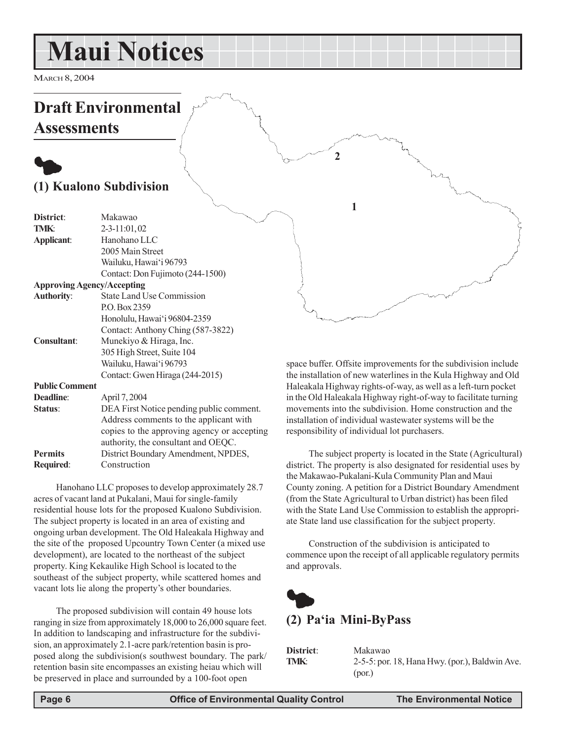# Maui Notices

MARCH 8, 2004

## Draft Environmental Assessments

### (1) Kualono Subdivision

| | |
|---|---|
| **District**: | Makawao |
| **TMK**: | 2-3-11:01, 02 |
| **Applicant**: | Hanohano LLC<br>2005 Main Street<br>Wailuku, Hawai'i 96793<br>Contact: Don Fujimoto (244-1500) |
| **Approving Agency/Accepting Authority**: | State Land Use Commission<br>P.O. Box 2359<br>Honolulu, Hawai'i 96804-2359<br>Contact: Anthony Ching (587-3822) |
| **Consultant**: | Munekiyo & Hiraga, Inc.<br>305 High Street, Suite 104<br>Wailuku, Hawai'i 96793<br>Contact: Gwen Hiraga (244-2015) |
| **Public Comment Deadline**: | April 7, 2004 |
| **Status**: | DEA First Notice pending public comment. Address comments to the applicant with copies to the approving agency or accepting authority, the consultant and OEQC. |
| **Permits Required**: | District Boundary Amendment, NPDES, Construction |

Hanohano LLC proposes to develop approximately 28.7 acres of vacant land at Pukalani, Maui for single-family residential house lots for the proposed Kualono Subdivision. The subject property is located in an area of existing and ongoing urban development. The Old Haleakala Highway and the site of the proposed Upcountry Town Center (a mixed use development), are located to the northeast of the subject property. King Kekaulike High School is located to the southeast of the subject property, while scattered homes and vacant lots lie along the property's other boundaries.

The proposed subdivision will contain 49 house lots ranging in size from approximately 18,000 to 26,000 square feet. In addition to landscaping and infrastructure for the subdivision, an approximately 2.1-acre park/retention basin is proposed along the subdivision(s southwest boundary. The park/retention basin site encompasses an existing heiau which will be preserved in place and surrounded by a 100-foot open space buffer. Offsite improvements for the subdivision include the installation of new waterlines in the Kula Highway and Old Haleakala Highway rights-of-way, as well as a left-turn pocket in the Old Haleakala Highway right-of-way to facilitate turning movements into the subdivision. Home construction and the installation of individual wastewater systems will be the responsibility of individual lot purchasers.

The subject property is located in the State (Agricultural) district. The property is also designated for residential uses by the Makawao-Pukalani-Kula Community Plan and Maui County zoning. A petition for a District Boundary Amendment (from the State Agricultural to Urban district) has been filed with the State Land Use Commission to establish the appropriate State land use classification for the subject property.

Construction of the subdivision is anticipated to commence upon the receipt of all applicable regulatory permits and approvals.

### (2) Pa'ia Mini-ByPass

| | |
|---|---|
| **District**: | Makawao |
| **TMK**: | 2-5-5: por. 18, Hana Hwy. (por.), Baldwin Ave. (por.) |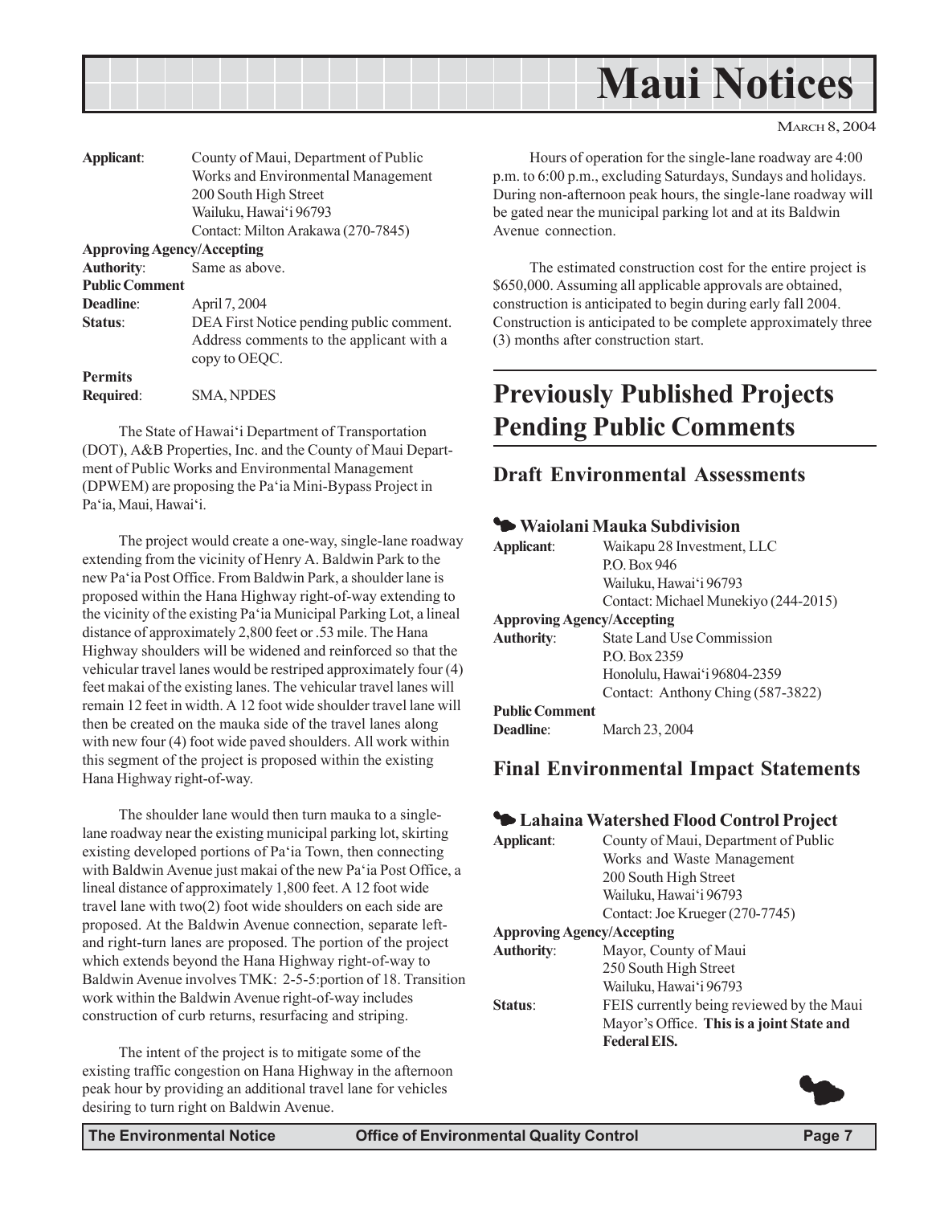| | |
|---|---|
| **Applicant**: | County of Maui, Department of Public Works and Environmental Management<br>200 South High Street<br>Wailuku, Hawai'i 96793<br>Contact: Milton Arakawa (270-7845) |
| **Approving Agency/Accepting Authority**: | Same as above. |
| **Public Comment Deadline**: | April 7, 2004 |
| **Status**: | DEA First Notice pending public comment. Address comments to the applicant with a copy to OEQC. |
| **Permits Required**: | SMA, NPDES |

The State of Hawai'i Department of Transportation (DOT), A&B Properties, Inc. and the County of Maui Department of Public Works and Environmental Management (DPWEM) are proposing the Pa'ia Mini-Bypass Project in Pa'ia, Maui, Hawai'i.

The project would create a one-way, single-lane roadway extending from the vicinity of Henry A. Baldwin Park to the new Pa'ia Post Office. From Baldwin Park, a shoulder lane is proposed within the Hana Highway right-of-way extending to the vicinity of the existing Pa'ia Municipal Parking Lot, a lineal distance of approximately 2,800 feet or .53 mile. The Hana Highway shoulders will be widened and reinforced so that the vehicular travel lanes would be restriped approximately four (4) feet makai of the existing lanes. The vehicular travel lanes will remain 12 feet in width. A 12 foot wide shoulder travel lane will then be created on the mauka side of the travel lanes along with new four (4) foot wide paved shoulders. All work within this segment of the project is proposed within the existing Hana Highway right-of-way.

The shoulder lane would then turn mauka to a single-lane roadway near the existing municipal parking lot, skirting existing developed portions of Pa'ia Town, then connecting with Baldwin Avenue just makai of the new Pa'ia Post Office, a lineal distance of approximately 1,800 feet. A 12 foot wide travel lane with two(2) foot wide shoulders on each side are proposed. At the Baldwin Avenue connection, separate left- and right-turn lanes are proposed. The portion of the project which extends beyond the Hana Highway right-of-way to Baldwin Avenue involves TMK: 2-5-5:portion of 18. Transition work within the Baldwin Avenue right-of-way includes construction of curb returns, resurfacing and striping.

The intent of the project is to mitigate some of the existing traffic congestion on Hana Highway in the afternoon peak hour by providing an additional travel lane for vehicles desiring to turn right on Baldwin Avenue.

Hours of operation for the single-lane roadway are 4:00 p.m. to 6:00 p.m., excluding Saturdays, Sundays and holidays. During non-afternoon peak hours, the single-lane roadway will be gated near the municipal parking lot and at its Baldwin Avenue connection.

The estimated construction cost for the entire project is $650,000. Assuming all applicable approvals are obtained, construction is anticipated to begin during early fall 2004. Construction is anticipated to be complete approximately three (3) months after construction start.

# Previously Published Projects Pending Public Comments

## Draft Environmental Assessments

### Waiolani Mauka Subdivision

| | |
|---|---|
| **Applicant**: | Waikapu 28 Investment, LLC<br>P.O. Box 946<br>Wailuku, Hawai'i 96793<br>Contact: Michael Munekiyo (244-2015) |
| **Approving Agency/Accepting Authority**: | State Land Use Commission<br>P.O. Box 2359<br>Honolulu, Hawai'i 96804-2359<br>Contact: Anthony Ching (587-3822) |
| **Public Comment Deadline**: | March 23, 2004 |

## Final Environmental Impact Statements

### Lahaina Watershed Flood Control Project

| | |
|---|---|
| **Applicant**: | County of Maui, Department of Public Works and Waste Management<br>200 South High Street<br>Wailuku, Hawai'i 96793<br>Contact: Joe Krueger (270-7745) |
| **Approving Agency/Accepting Authority**: | Mayor, County of Maui<br>250 South High Street<br>Wailuku, Hawai'i 96793 |
| **Status**: | FEIS currently being reviewed by the Maui Mayor's Office. **This is a joint State and Federal EIS.** |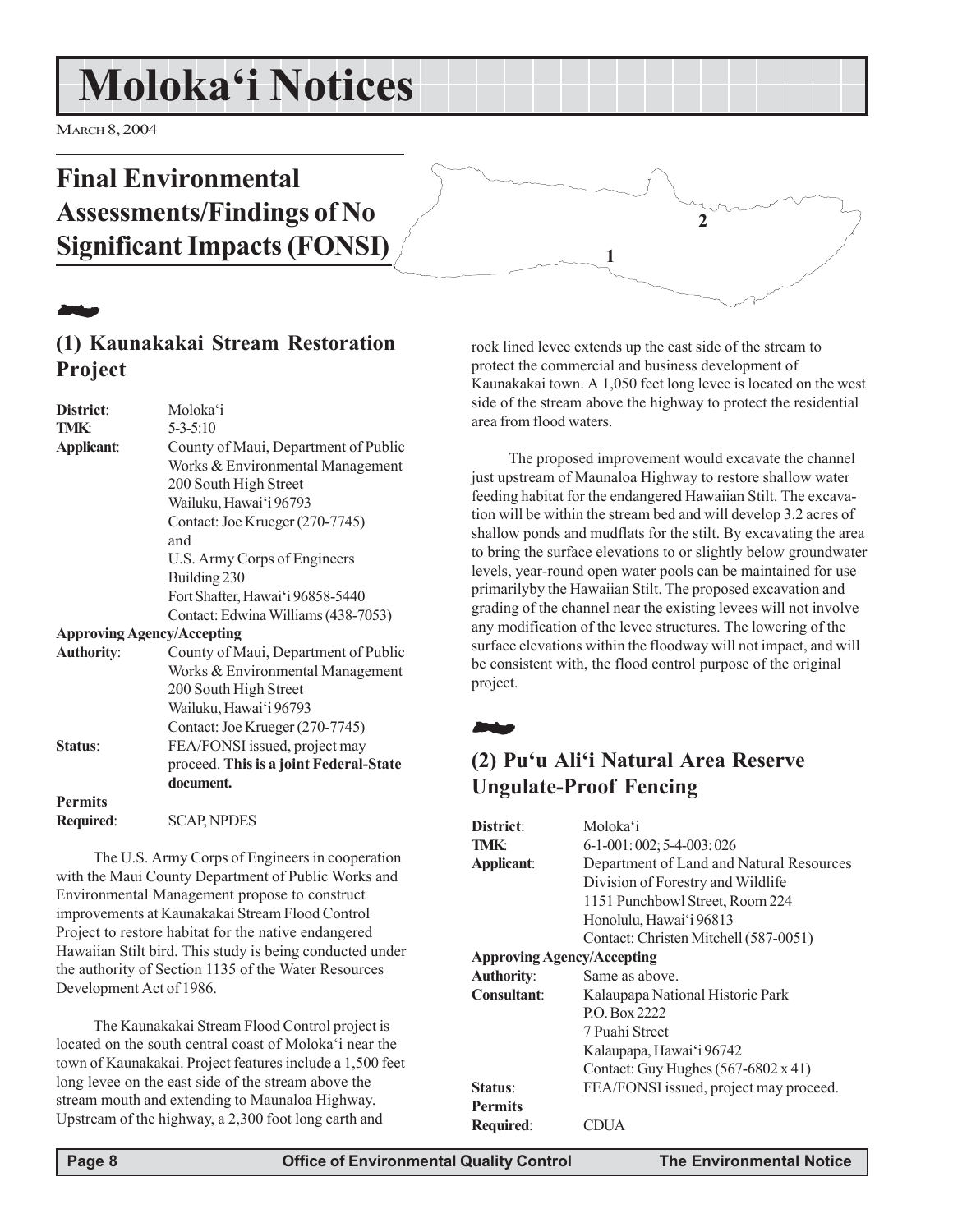# Moloka'i Notices

MARCH 8, 2004

## Final Environmental Assessments/Findings of No Significant Impacts (FONSI)

### (1) Kaunakakai Stream Restoration Project

**District**: Moloka'i
**TMK**: 5-3-5:10
**Applicant**: County of Maui, Department of Public Works & Environmental Management
200 South High Street
Wailuku, Hawai'i 96793
Contact: Joe Krueger (270-7745)
and
U.S. Army Corps of Engineers
Building 230
Fort Shafter, Hawai'i 96858-5440
Contact: Edwina Williams (438-7053)

**Approving Agency/Accepting Authority**: County of Maui, Department of Public Works & Environmental Management
200 South High Street
Wailuku, Hawai'i 96793
Contact: Joe Krueger (270-7745)

**Status**: FEA/FONSI issued, project may proceed. **This is a joint Federal-State document.**

**Permits Required**: SCAP, NPDES

The U.S. Army Corps of Engineers in cooperation with the Maui County Department of Public Works and Environmental Management propose to construct improvements at Kaunakakai Stream Flood Control Project to restore habitat for the native endangered Hawaiian Stilt bird. This study is being conducted under the authority of Section 1135 of the Water Resources Development Act of 1986.

The Kaunakakai Stream Flood Control project is located on the south central coast of Moloka'i near the town of Kaunakakai. Project features include a 1,500 feet long levee on the east side of the stream above the stream mouth and extending to Maunaloa Highway. Upstream of the highway, a 2,300 foot long earth and rock lined levee extends up the east side of the stream to protect the commercial and business development of Kaunakakai town. A 1,050 feet long levee is located on the west side of the stream above the highway to protect the residential area from flood waters.

The proposed improvement would excavate the channel just upstream of Maunaloa Highway to restore shallow water feeding habitat for the endangered Hawaiian Stilt. The excavation will be within the stream bed and will develop 3.2 acres of shallow ponds and mudflats for the stilt. By excavating the area to bring the surface elevations to or slightly below groundwater levels, year-round open water pools can be maintained for use primarilyby the Hawaiian Stilt. The proposed excavation and grading of the channel near the existing levees will not involve any modification of the levee structures. The lowering of the surface elevations within the floodway will not impact, and will be consistent with, the flood control purpose of the original project.

### (2) Pu'u Ali'i Natural Area Reserve Ungulate-Proof Fencing

**District**: Moloka'i
**TMK**: 6-1-001: 002; 5-4-003: 026
**Applicant**: Department of Land and Natural Resources
Division of Forestry and Wildlife
1151 Punchbowl Street, Room 224
Honolulu, Hawai'i 96813
Contact: Christen Mitchell (587-0051)

**Approving Agency/Accepting Authority**: Same as above.

**Consultant**: Kalaupapa National Historic Park
P.O. Box 2222
7 Puahi Street
Kalaupapa, Hawai'i 96742
Contact: Guy Hughes (567-6802 x 41)

**Status**: FEA/FONSI issued, project may proceed.

**Permits Required**: CDUA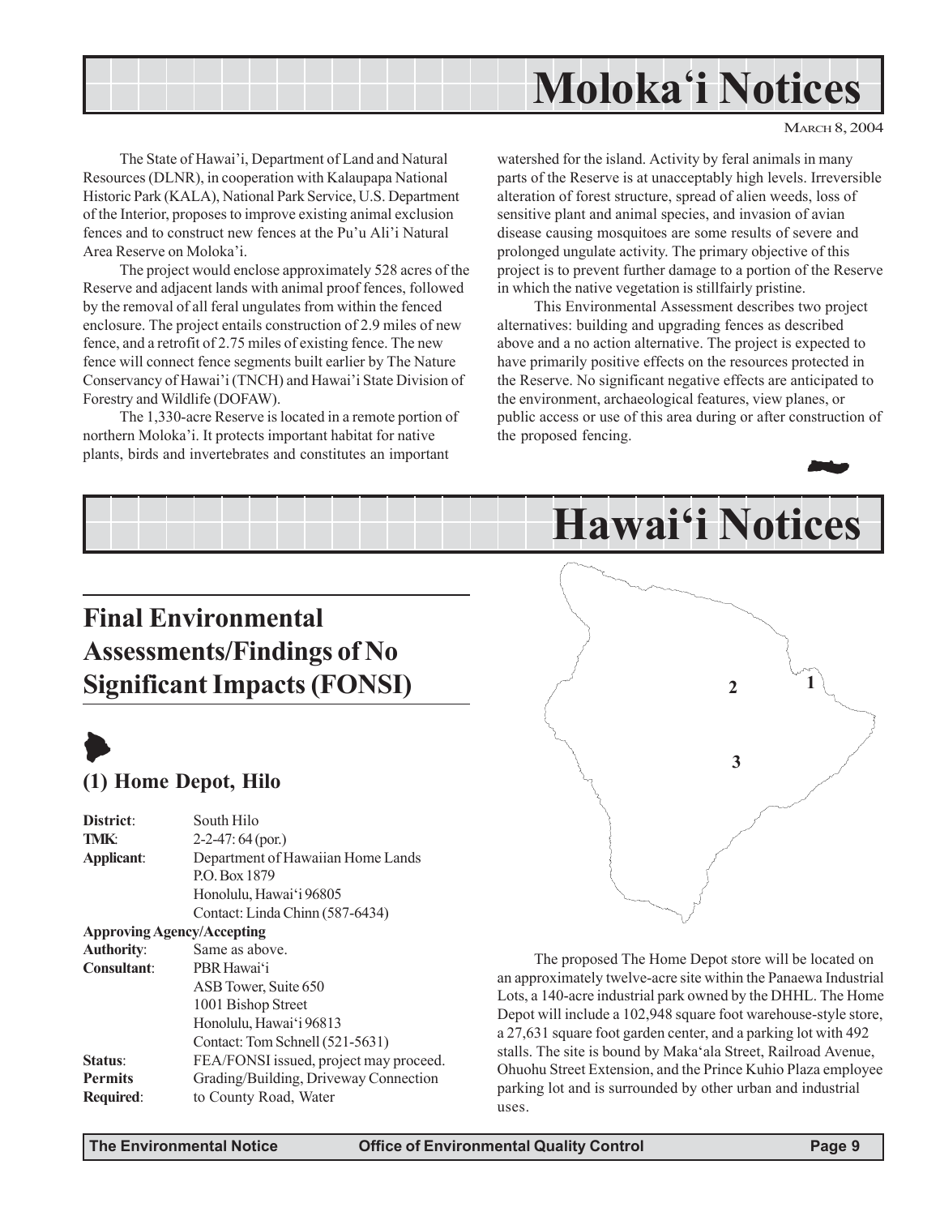# Moloka'i Notices

MARCH 8, 2004

The State of Hawai'i, Department of Land and Natural Resources (DLNR), in cooperation with Kalaupapa National Historic Park (KALA), National Park Service, U.S. Department of the Interior, proposes to improve existing animal exclusion fences and to construct new fences at the Pu'u Ali'i Natural Area Reserve on Moloka'i.

The project would enclose approximately 528 acres of the Reserve and adjacent lands with animal proof fences, followed by the removal of all feral ungulates from within the fenced enclosure. The project entails construction of 2.9 miles of new fence, and a retrofit of 2.75 miles of existing fence. The new fence will connect fence segments built earlier by The Nature Conservancy of Hawai'i (TNCH) and Hawai'i State Division of Forestry and Wildlife (DOFAW).

The 1,330-acre Reserve is located in a remote portion of northern Moloka'i. It protects important habitat for native plants, birds and invertebrates and constitutes an important watershed for the island. Activity by feral animals in many parts of the Reserve is at unacceptably high levels. Irreversible alteration of forest structure, spread of alien weeds, loss of sensitive plant and animal species, and invasion of avian disease causing mosquitoes are some results of severe and prolonged ungulate activity. The primary objective of this project is to prevent further damage to a portion of the Reserve in which the native vegetation is stillfairly pristine.

This Environmental Assessment describes two project alternatives: building and upgrading fences as described above and a no action alternative. The project is expected to have primarily positive effects on the resources protected in the Reserve. No significant negative effects are anticipated to the environment, archaeological features, view planes, or public access or use of this area during or after construction of the proposed fencing.

# Hawai'i Notices

## Final Environmental Assessments/Findings of No Significant Impacts (FONSI)

### (1) Home Depot, Hilo

**District**: South Hilo
**TMK**: 2-2-47: 64 (por.)
**Applicant**: Department of Hawaiian Home Lands
P.O. Box 1879
Honolulu, Hawai'i 96805
Contact: Linda Chinn (587-6434)
**Approving Agency/Accepting Authority**: Same as above.
**Consultant**: PBR Hawai'i
ASB Tower, Suite 650
1001 Bishop Street
Honolulu, Hawai'i 96813
Contact: Tom Schnell (521-5631)
**Status**: FEA/FONSI issued, project may proceed.
**Permits Required**: Grading/Building, Driveway Connection to County Road, Water

The proposed The Home Depot store will be located on an approximately twelve-acre site within the Panaewa Industrial Lots, a 140-acre industrial park owned by the DHHL. The Home Depot will include a 102,948 square foot warehouse-style store, a 27,631 square foot garden center, and a parking lot with 492 stalls. The site is bound by Maka'ala Street, Railroad Avenue, Ohuohu Street Extension, and the Prince Kuhio Plaza employee parking lot and is surrounded by other urban and industrial uses.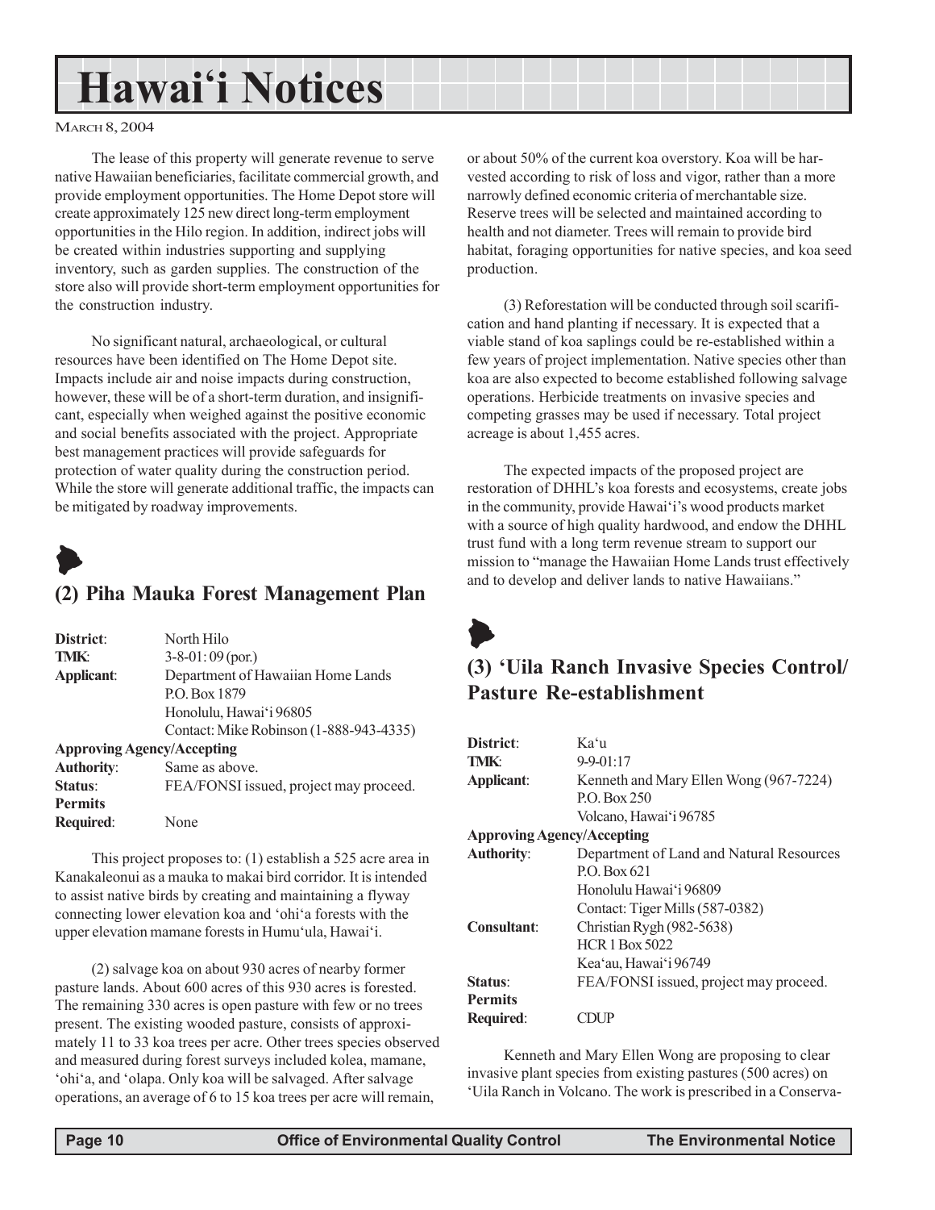The lease of this property will generate revenue to serve native Hawaiian beneficiaries, facilitate commercial growth, and provide employment opportunities. The Home Depot store will create approximately 125 new direct long-term employment opportunities in the Hilo region. In addition, indirect jobs will be created within industries supporting and supplying inventory, such as garden supplies. The construction of the store also will provide short-term employment opportunities for the construction industry.

No significant natural, archaeological, or cultural resources have been identified on The Home Depot site. Impacts include air and noise impacts during construction, however, these will be of a short-term duration, and insignificant, especially when weighed against the positive economic and social benefits associated with the project. Appropriate best management practices will provide safeguards for protection of water quality during the construction period. While the store will generate additional traffic, the impacts can be mitigated by roadway improvements.

## (2) Piha Mauka Forest Management Plan

**District**: North Hilo
**TMK**: 3-8-01: 09 (por.)
**Applicant**: Department of Hawaiian Home Lands
P.O. Box 1879
Honolulu, Hawai'i 96805
Contact: Mike Robinson (1-888-943-4335)
**Approving Agency/Accepting Authority**: Same as above.
**Status**: FEA/FONSI issued, project may proceed.
**Permits Required**: None

This project proposes to: (1) establish a 525 acre area in Kanakaleonui as a mauka to makai bird corridor. It is intended to assist native birds by creating and maintaining a flyway connecting lower elevation koa and 'ohi'a forests with the upper elevation mamane forests in Humu'ula, Hawai'i.

(2) salvage koa on about 930 acres of nearby former pasture lands. About 600 acres of this 930 acres is forested. The remaining 330 acres is open pasture with few or no trees present. The existing wooded pasture, consists of approximately 11 to 33 koa trees per acre. Other trees species observed and measured during forest surveys included kolea, mamane, 'ohi'a, and 'olapa. Only koa will be salvaged. After salvage operations, an average of 6 to 15 koa trees per acre will remain, or about 50% of the current koa overstory. Koa will be harvested according to risk of loss and vigor, rather than a more narrowly defined economic criteria of merchantable size. Reserve trees will be selected and maintained according to health and not diameter. Trees will remain to provide bird habitat, foraging opportunities for native species, and koa seed production.

(3) Reforestation will be conducted through soil scarification and hand planting if necessary. It is expected that a viable stand of koa saplings could be re-established within a few years of project implementation. Native species other than koa are also expected to become established following salvage operations. Herbicide treatments on invasive species and competing grasses may be used if necessary. Total project acreage is about 1,455 acres.

The expected impacts of the proposed project are restoration of DHHL's koa forests and ecosystems, create jobs in the community, provide Hawai'i's wood products market with a source of high quality hardwood, and endow the DHHL trust fund with a long term revenue stream to support our mission to "manage the Hawaiian Home Lands trust effectively and to develop and deliver lands to native Hawaiians."

## (3) 'Uila Ranch Invasive Species Control/ Pasture Re-establishment

**District**: Ka'u
**TMK**: 9-9-01:17
**Applicant**: Kenneth and Mary Ellen Wong (967-7224)
P.O. Box 250
Volcano, Hawai'i 96785
**Approving Agency/Accepting Authority**: Department of Land and Natural Resources
P.O. Box 621
Honolulu Hawai'i 96809
Contact: Tiger Mills (587-0382)
**Consultant**: Christian Rygh (982-5638)
HCR 1 Box 5022
Kea'au, Hawai'i 96749
**Status**: FEA/FONSI issued, project may proceed.
**Permits Required**: CDUP

Kenneth and Mary Ellen Wong are proposing to clear invasive plant species from existing pastures (500 acres) on 'Uila Ranch in Volcano. The work is prescribed in a Conserva-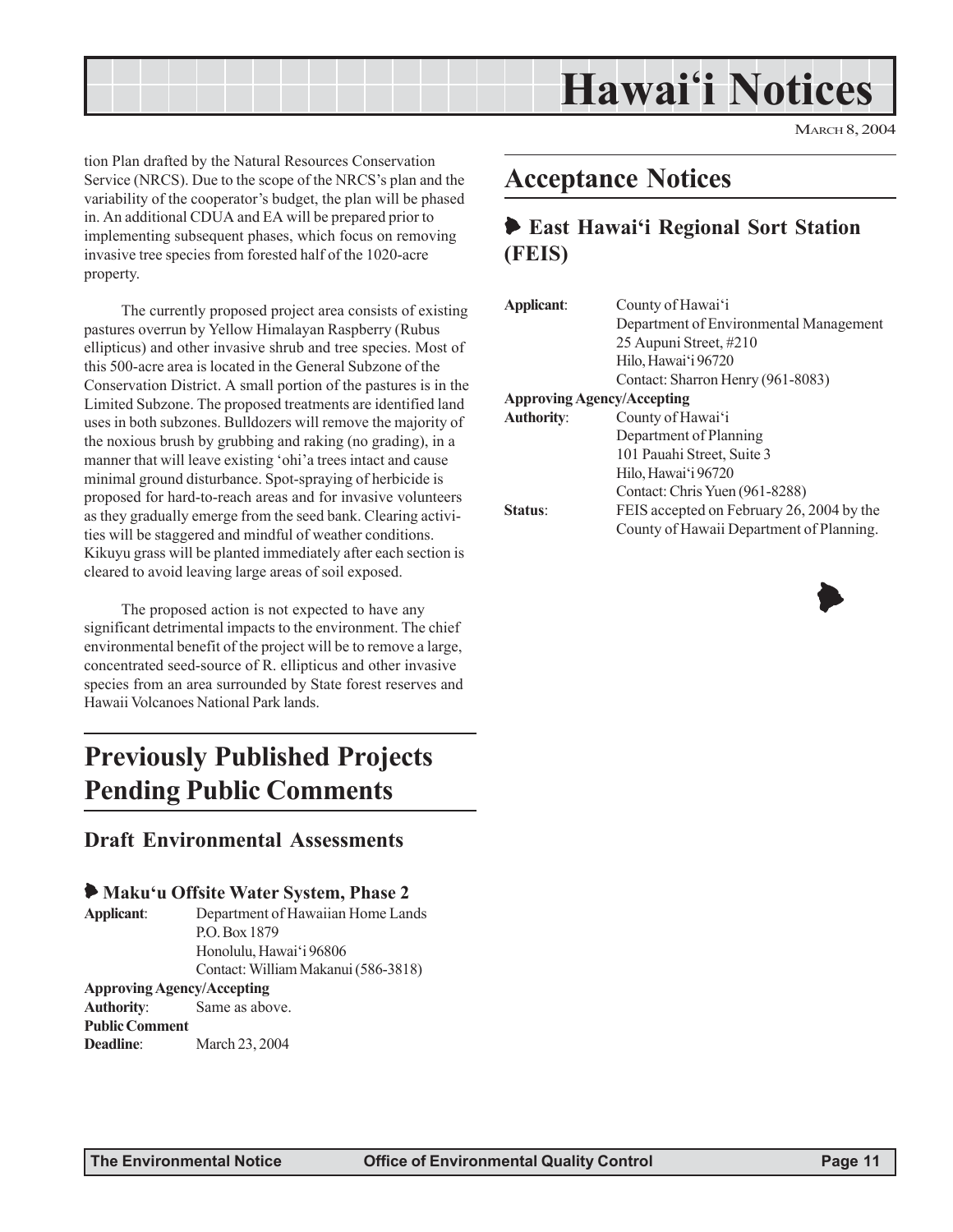tion Plan drafted by the Natural Resources Conservation Service (NRCS). Due to the scope of the NRCS's plan and the variability of the cooperator's budget, the plan will be phased in. An additional CDUA and EA will be prepared prior to implementing subsequent phases, which focus on removing invasive tree species from forested half of the 1020-acre property.

The currently proposed project area consists of existing pastures overrun by Yellow Himalayan Raspberry (Rubus ellipticus) and other invasive shrub and tree species. Most of this 500-acre area is located in the General Subzone of the Conservation District. A small portion of the pastures is in the Limited Subzone. The proposed treatments are identified land uses in both subzones. Bulldozers will remove the majority of the noxious brush by grubbing and raking (no grading), in a manner that will leave existing ʻohiʻa trees intact and cause minimal ground disturbance. Spot-spraying of herbicide is proposed for hard-to-reach areas and for invasive volunteers as they gradually emerge from the seed bank. Clearing activities will be staggered and mindful of weather conditions. Kikuyu grass will be planted immediately after each section is cleared to avoid leaving large areas of soil exposed.

The proposed action is not expected to have any significant detrimental impacts to the environment. The chief environmental benefit of the project will be to remove a large, concentrated seed-source of R. ellipticus and other invasive species from an area surrounded by State forest reserves and Hawaii Volcanoes National Park lands.

# Previously Published Projects Pending Public Comments

## Draft Environmental Assessments

### Makuʻu Offsite Water System, Phase 2

**Applicant**: Department of Hawaiian Home Lands
P.O. Box 1879
Honolulu, Hawaiʻi 96806
Contact: William Makanui (586-3818)

**Approving Agency/Accepting Authority**: Same as above.

**Public Comment Deadline**: March 23, 2004

# Acceptance Notices

### East Hawaiʻi Regional Sort Station (FEIS)

**Applicant**: County of Hawaiʻi
Department of Environmental Management
25 Aupuni Street, #210
Hilo, Hawaiʻi 96720
Contact: Sharron Henry (961-8083)

**Approving Agency/Accepting Authority**: County of Hawaiʻi
Department of Planning
101 Pauahi Street, Suite 3
Hilo, Hawaiʻi 96720
Contact: Chris Yuen (961-8288)

**Status**: FEIS accepted on February 26, 2004 by the County of Hawaii Department of Planning.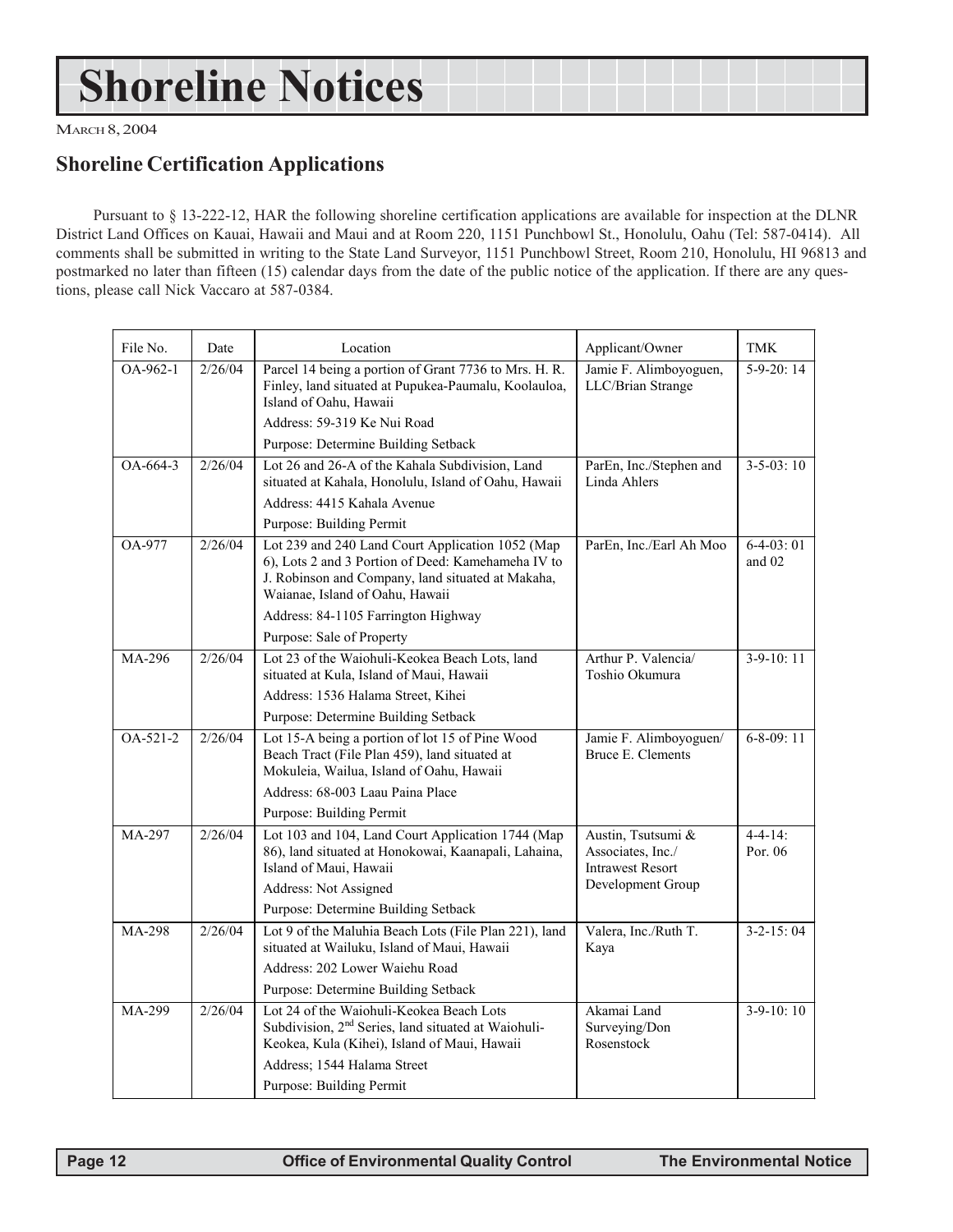# Shoreline Notices

MARCH 8, 2004

## Shoreline Certification Applications

Pursuant to § 13-222-12, HAR the following shoreline certification applications are available for inspection at the DLNR District Land Offices on Kauai, Hawaii and Maui and at Room 220, 1151 Punchbowl St., Honolulu, Oahu (Tel: 587-0414). All comments shall be submitted in writing to the State Land Surveyor, 1151 Punchbowl Street, Room 210, Honolulu, HI 96813 and postmarked no later than fifteen (15) calendar days from the date of the public notice of the application. If there are any questions, please call Nick Vaccaro at 587-0384.

| File No. | Date | Location | Applicant/Owner | TMK |
|---|---|---|---|---|
| OA-962-1 | 2/26/04 | Parcel 14 being a portion of Grant 7736 to Mrs. H. R. Finley, land situated at Pupukea-Paumalu, Koolauloa, Island of Oahu, Hawaii<br>Address: 59-319 Ke Nui Road<br>Purpose: Determine Building Setback | Jamie F. Alimboyoguen, LLC/Brian Strange | 5-9-20: 14 |
| OA-664-3 | 2/26/04 | Lot 26 and 26-A of the Kahala Subdivision, Land situated at Kahala, Honolulu, Island of Oahu, Hawaii<br>Address: 4415 Kahala Avenue<br>Purpose: Building Permit | ParEn, Inc./Stephen and Linda Ahlers | 3-5-03: 10 |
| OA-977 | 2/26/04 | Lot 239 and 240 Land Court Application 1052 (Map 6), Lots 2 and 3 Portion of Deed: Kamehameha IV to J. Robinson and Company, land situated at Makaha, Waianae, Island of Oahu, Hawaii<br>Address: 84-1105 Farrington Highway<br>Purpose: Sale of Property | ParEn, Inc./Earl Ah Moo | 6-4-03: 01 and 02 |
| MA-296 | 2/26/04 | Lot 23 of the Waiohuli-Keokea Beach Lots, land situated at Kula, Island of Maui, Hawaii<br>Address: 1536 Halama Street, Kihei<br>Purpose: Determine Building Setback | Arthur P. Valencia/ Toshio Okumura | 3-9-10: 11 |
| OA-521-2 | 2/26/04 | Lot 15-A being a portion of lot 15 of Pine Wood Beach Tract (File Plan 459), land situated at Mokuleia, Wailua, Island of Oahu, Hawaii<br>Address: 68-003 Laau Paina Place<br>Purpose: Building Permit | Jamie F. Alimboyoguen/ Bruce E. Clements | 6-8-09: 11 |
| MA-297 | 2/26/04 | Lot 103 and 104, Land Court Application 1744 (Map 86), land situated at Honokowai, Kaanapali, Lahaina, Island of Maui, Hawaii<br>Address: Not Assigned<br>Purpose: Determine Building Setback | Austin, Tsutsumi & Associates, Inc./ Intrawest Resort Development Group | 4-4-14: Por. 06 |
| MA-298 | 2/26/04 | Lot 9 of the Maluhia Beach Lots (File Plan 221), land situated at Wailuku, Island of Maui, Hawaii<br>Address: 202 Lower Waiehu Road<br>Purpose: Determine Building Setback | Valera, Inc./Ruth T. Kaya | 3-2-15: 04 |
| MA-299 | 2/26/04 | Lot 24 of the Waiohuli-Keokea Beach Lots Subdivision, 2nd Series, land situated at Waiohuli-Keokea, Kula (Kihei), Island of Maui, Hawaii<br>Address; 1544 Halama Street<br>Purpose: Building Permit | Akamai Land Surveying/Don Rosenstock | 3-9-10: 10 |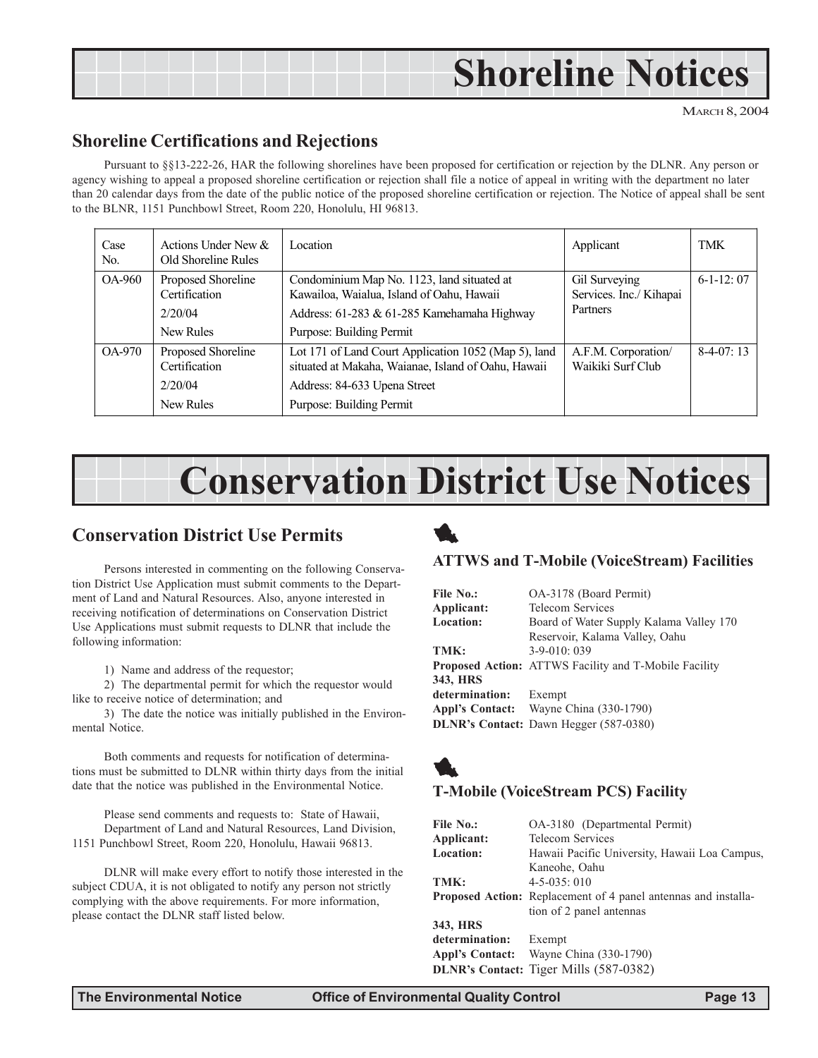# Shoreline Notices

MARCH 8, 2004

## Shoreline Certifications and Rejections

Pursuant to §§13-222-26, HAR the following shorelines have been proposed for certification or rejection by the DLNR. Any person or agency wishing to appeal a proposed shoreline certification or rejection shall file a notice of appeal in writing with the department no later than 20 calendar days from the date of the public notice of the proposed shoreline certification or rejection. The Notice of appeal shall be sent to the BLNR, 1151 Punchbowl Street, Room 220, Honolulu, HI 96813.

| Case No. | Actions Under New & Old Shoreline Rules | Location | Applicant | TMK |
|---|---|---|---|---|
| OA-960 | Proposed Shoreline Certification<br>2/20/04<br>New Rules | Condominium Map No. 1123, land situated at Kawailoa, Waialua, Island of Oahu, Hawaii<br>Address: 61-283 & 61-285 Kamehameha Highway<br>Purpose: Building Permit | Gil Surveying Services. Inc./ Kihapai Partners | 6-1-12: 07 |
| OA-970 | Proposed Shoreline Certification<br>2/20/04<br>New Rules | Lot 171 of Land Court Application 1052 (Map 5), land situated at Makaha, Waianae, Island of Oahu, Hawaii<br>Address: 84-633 Upena Street<br>Purpose: Building Permit | A.F.M. Corporation/ Waikiki Surf Club | 8-4-07: 13 |

# Conservation District Use Notices

## Conservation District Use Permits

Persons interested in commenting on the following Conservation District Use Application must submit comments to the Department of Land and Natural Resources. Also, anyone interested in receiving notification of determinations on Conservation District Use Applications must submit requests to DLNR that include the following information:

1) Name and address of the requestor;

2) The departmental permit for which the requestor would like to receive notice of determination; and

3) The date the notice was initially published in the Environmental Notice.

Both comments and requests for notification of determinations must be submitted to DLNR within thirty days from the initial date that the notice was published in the Environmental Notice.

Please send comments and requests to: State of Hawaii, Department of Land and Natural Resources, Land Division, 1151 Punchbowl Street, Room 220, Honolulu, Hawaii 96813.

DLNR will make every effort to notify those interested in the subject CDUA, it is not obligated to notify any person not strictly complying with the above requirements. For more information, please contact the DLNR staff listed below.

### ATTWS and T-Mobile (VoiceStream) Facilities

**File No.:** OA-3178 (Board Permit)
**Applicant:** Telecom Services
**Location:** Board of Water Supply Kalama Valley 170 Reservoir, Kalama Valley, Oahu
**TMK:** 3-9-010: 039
**Proposed Action:** ATTWS Facility and T-Mobile Facility
**343, HRS determination:** Exempt
**Appl's Contact:** Wayne China (330-1790)
**DLNR's Contact:** Dawn Hegger (587-0380)

### T-Mobile (VoiceStream PCS) Facility

**File No.:** OA-3180 (Departmental Permit)
**Applicant:** Telecom Services
**Location:** Hawaii Pacific University, Hawaii Loa Campus, Kaneohe, Oahu
**TMK:** 4-5-035: 010
**Proposed Action:** Replacement of 4 panel antennas and installation of 2 panel antennas
**343, HRS determination:** Exempt
**Appl's Contact:** Wayne China (330-1790)
**DLNR's Contact:** Tiger Mills (587-0382)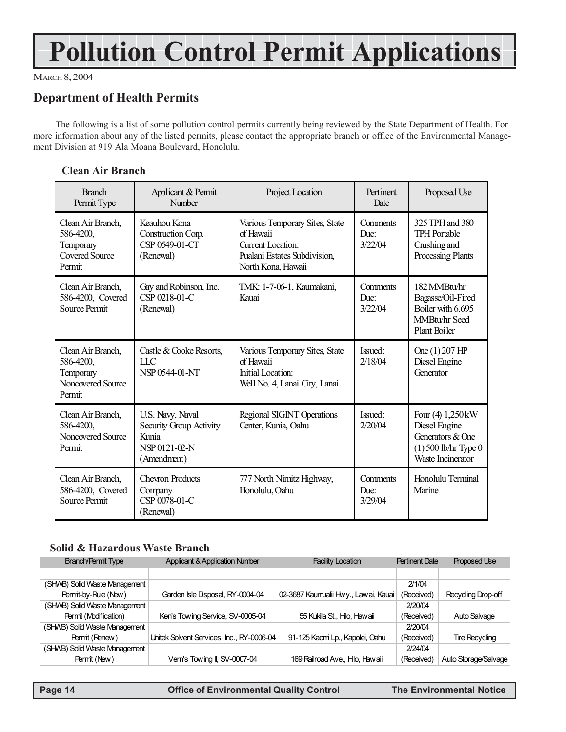# Pollution Control Permit Applications

MARCH 8, 2004

## Department of Health Permits

The following is a list of some pollution control permits currently being reviewed by the State Department of Health. For more information about any of the listed permits, please contact the appropriate branch or office of the Environmental Management Division at 919 Ala Moana Boulevard, Honolulu.

### Clean Air Branch

| Branch Permit Type | Applicant & Permit Number | Project Location | Pertinent Date | Proposed Use |
|---|---|---|---|---|
| Clean Air Branch, 586-4200, Temporary Covered Source Permit | Keauhou Kona Construction Corp. CSP 0549-01-CT (Renewal) | Various Temporary Sites, State of Hawaii Current Location: Pualani Estates Subdivision, North Kona, Hawaii | Comments Due: 3/22/04 | 325 TPH and 380 TPH Portable Crushing and Processing Plants |
| Clean Air Branch, 586-4200, Covered Source Permit | Gay and Robinson, Inc. CSP 0218-01-C (Renewal) | TMK: 1-7-06-1, Kaumakani, Kauai | Comments Due: 3/22/04 | 182 MMBtu/hr Bagasse/Oil-Fired Boiler with 6.695 MMBtu/hr Seed Plant Boiler |
| Clean Air Branch, 586-4200, Temporary Noncovered Source Permit | Castle & Cooke Resorts, LLC NSP 0544-01-NT | Various Temporary Sites, State of Hawaii Initial Location: Well No. 4, Lanai City, Lanai | Issued: 2/18/04 | One (1) 207 HP Diesel Engine Generator |
| Clean Air Branch, 586-4200, Noncovered Source Permit | U.S. Navy, Naval Security Group Activity Kunia NSP 0121-02-N (Amendment) | Regional SIGINT Operations Center, Kunia, Oahu | Issued: 2/20/04 | Four (4) 1,250 kW Diesel Engine Generators & One (1) 500 lb/hr Type 0 Waste Incinerator |
| Clean Air Branch, 586-4200, Covered Source Permit | Chevron Products Company CSP 0078-01-C (Renewal) | 777 North Nimitz Highway, Honolulu, Oahu | Comments Due: 3/29/04 | Honolulu Terminal Marine |

### Solid & Hazardous Waste Branch

| Branch/Permit Type | Applicant & Application Number | Facility Location | Pertinent Date | Proposed Use |
|---|---|---|---|---|
| (SHWB) Solid Waste Management Permit-by-Rule (New) | Garden Isle Disposal, RY-0004-04 | 02-3687 Kaumualii Hwy., Lawai, Kauai | 2/1/04 (Received) | Recycling Drop-off |
| (SHWB) Solid Waste Management Permit (Modification) | Ken's Towing Service, SV-0005-04 | 55 Kukila St., Hilo, Hawaii | 2/20/04 (Received) | Auto Salvage |
| (SHWB) Solid Waste Management Permit (Renew) | Unitek Solvent Services, Inc., RY-0006-04 | 91-125 Kaomi Lp., Kapolei, Oahu | 2/20/04 (Received) | Tire Recycling |
| (SHWB) Solid Waste Management Permit (New) | Vern's Towing II, SV-0007-04 | 169 Railroad Ave., Hilo, Hawaii | 2/24/04 (Received) | Auto Storage/Salvage |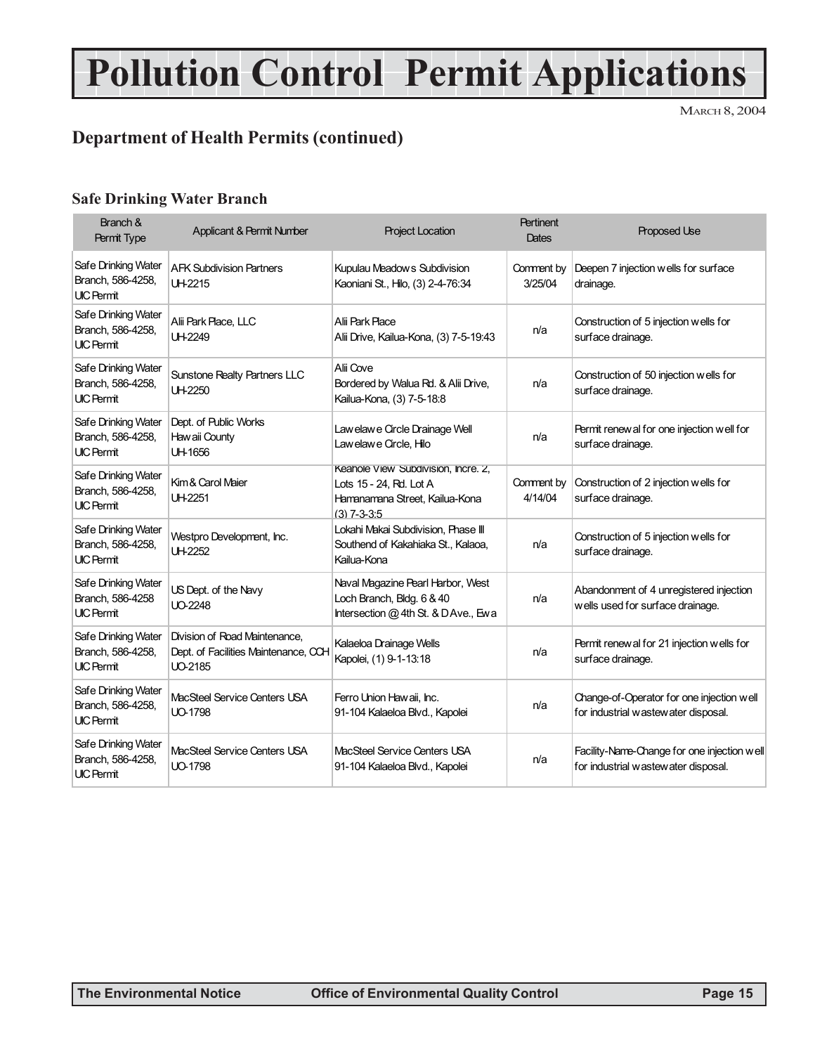# Pollution Control Permit Applications

March 8, 2004

## Department of Health Permits (continued)

### Safe Drinking Water Branch

| Branch & Permit Type | Applicant & Permit Number | Project Location | Pertinent Dates | Proposed Use |
|---|---|---|---|---|
| Safe Drinking Water Branch, 586-4258, UIC Permit | AFK Subdivision Partners UH-2215 | Kupulau Meadows Subdivision Kaoniani St., Hilo, (3) 2-4-76:34 | Comment by 3/25/04 | Deepen 7 injection wells for surface drainage. |
| Safe Drinking Water Branch, 586-4258, UIC Permit | Alii Park Place, LLC UH-2249 | Alii Park Place Alii Drive, Kailua-Kona, (3) 7-5-19:43 | n/a | Construction of 5 injection wells for surface drainage. |
| Safe Drinking Water Branch, 586-4258, UIC Permit | Sunstone Realty Partners LLC UH-2250 | Alii Cove Bordered by Walua Rd. & Alii Drive, Kailua-Kona, (3) 7-5-18:8 | n/a | Construction of 50 injection wells for surface drainage. |
| Safe Drinking Water Branch, 586-4258, UIC Permit | Dept. of Public Works Hawaii County UH-1656 | Lawelawe Circle Drainage Well Lawelawe Circle, Hilo | n/a | Permit renewal for one injection well for surface drainage. |
| Safe Drinking Water Branch, 586-4258, UIC Permit | Kim & Carol Maier UH-2251 | Keahole View Subdivision, Incre. 2, Lots 15 - 24, Rd. Lot A Hamanamana Street, Kailua-Kona (3) 7-3-3:5 | Comment by 4/14/04 | Construction of 2 injection wells for surface drainage. |
| Safe Drinking Water Branch, 586-4258, UIC Permit | Westpro Development, Inc. UH-2252 | Lokahi Makai Subdivision, Phase III Southend of Kakahiaka St., Kalaoa, Kailua-Kona | n/a | Construction of 5 injection wells for surface drainage. |
| Safe Drinking Water Branch, 586-4258 UIC Permit | US Dept. of the Navy UO-2248 | Naval Magazine Pearl Harbor, West Loch Branch, Bldg. 6 & 40 Intersection @ 4th St. & D Ave., Ewa | n/a | Abandonment of 4 unregistered injection wells used for surface drainage. |
| Safe Drinking Water Branch, 586-4258, UIC Permit | Division of Road Maintenance, Dept. of Facilities Maintenance, CCH UO-2185 | Kalaeloa Drainage Wells Kapolei, (1) 9-1-13:18 | n/a | Permit renewal for 21 injection wells for surface drainage. |
| Safe Drinking Water Branch, 586-4258, UIC Permit | MacSteel Service Centers USA UO-1798 | Ferro Union Hawaii, Inc. 91-104 Kalaeloa Blvd., Kapolei | n/a | Change-of-Operator for one injection well for industrial wastewater disposal. |
| Safe Drinking Water Branch, 586-4258, UIC Permit | MacSteel Service Centers USA UO-1798 | MacSteel Service Centers USA 91-104 Kalaeloa Blvd., Kapolei | n/a | Facility-Name-Change for one injection well for industrial wastewater disposal. |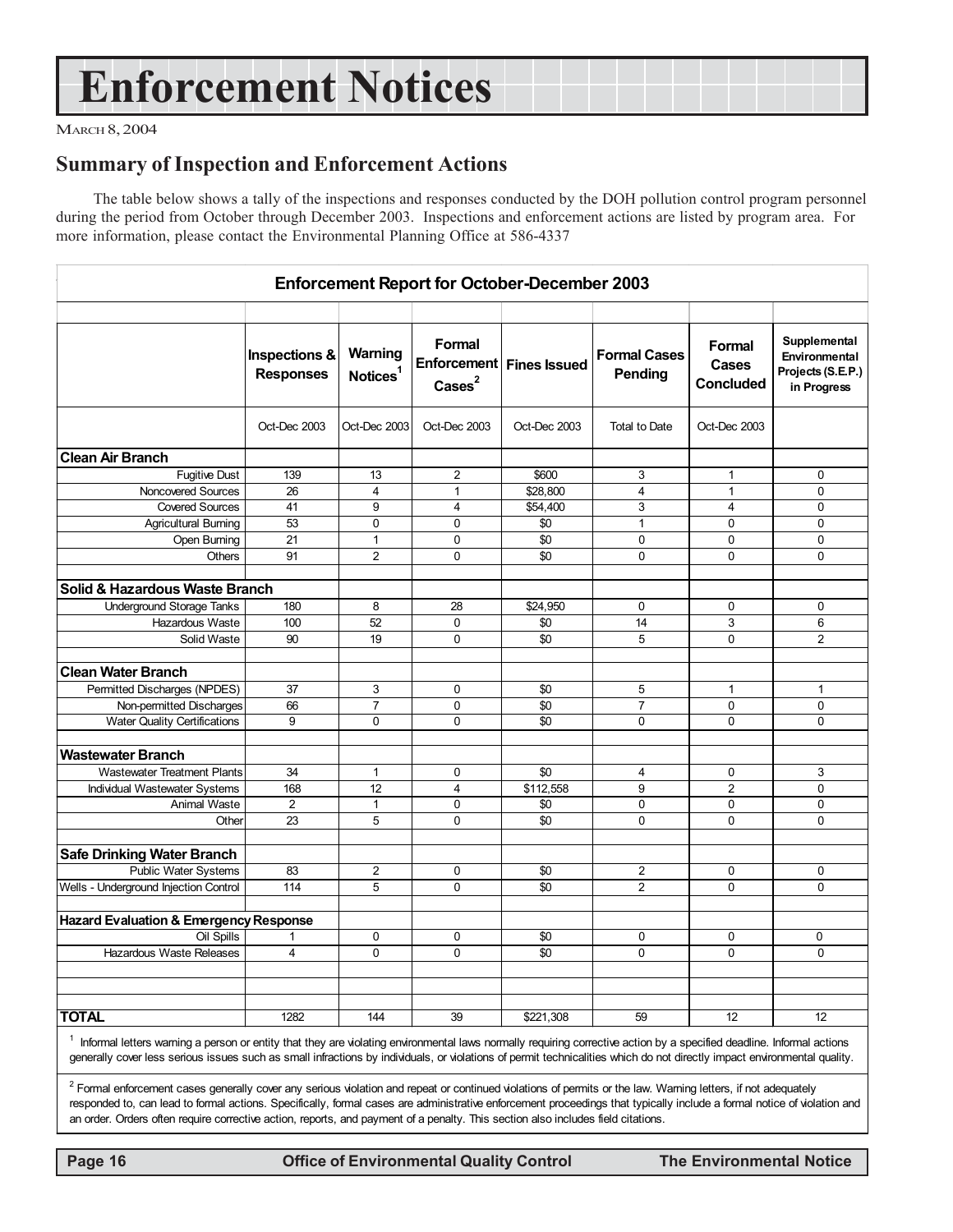# Enforcement Notices

MARCH 8, 2004

## Summary of Inspection and Enforcement Actions

The table below shows a tally of the inspections and responses conducted by the DOH pollution control program personnel during the period from October through December 2003. Inspections and enforcement actions are listed by program area. For more information, please contact the Environmental Planning Office at 586-4337

**Enforcement Report for October-December 2003**

| | Inspections & Responses | Warning Notices[1] | Formal Enforcement Cases[2] | Fines Issued | Formal Cases Pending | Formal Cases Concluded | Supplemental Environmental Projects (S.E.P.) in Progress |
|---|---|---|---|---|---|---|---|
| | Oct-Dec 2003 | Oct-Dec 2003 | Oct-Dec 2003 | Oct-Dec 2003 | Total to Date | Oct-Dec 2003 | |
| **Clean Air Branch** | | | | | | | |
| Fugitive Dust | 139 | 13 | 2 | $600 | 3 | 1 | 0 |
| Noncovered Sources | 26 | 4 | 1 | $28,800 | 4 | 1 | 0 |
| Covered Sources | 41 | 9 | 4 | $54,400 | 3 | 4 | 0 |
| Agricultural Burning | 53 | 0 | 0 | $0 | 1 | 0 | 0 |
| Open Burning | 21 | 1 | 0 | $0 | 0 | 0 | 0 |
| Others | 91 | 2 | 0 | $0 | 0 | 0 | 0 |
| **Solid & Hazardous Waste Branch** | | | | | | | |
| Underground Storage Tanks | 180 | 8 | 28 | $24,950 | 0 | 0 | 0 |
| Hazardous Waste | 100 | 52 | 0 | $0 | 14 | 3 | 6 |
| Solid Waste | 90 | 19 | 0 | $0 | 5 | 0 | 2 |
| **Clean Water Branch** | | | | | | | |
| Permitted Discharges (NPDES) | 37 | 3 | 0 | $0 | 5 | 1 | 1 |
| Non-permitted Discharges | 66 | 7 | 0 | $0 | 7 | 0 | 0 |
| Water Quality Certifications | 9 | 0 | 0 | $0 | 0 | 0 | 0 |
| **Wastewater Branch** | | | | | | | |
| Wastewater Treatment Plants | 34 | 1 | 0 | $0 | 4 | 0 | 3 |
| Individual Wastewater Systems | 168 | 12 | 4 | $112,558 | 9 | 2 | 0 |
| Animal Waste | 2 | 1 | 0 | $0 | 0 | 0 | 0 |
| Other | 23 | 5 | 0 | $0 | 0 | 0 | 0 |
| **Safe Drinking Water Branch** | | | | | | | |
| Public Water Systems | 83 | 2 | 0 | $0 | 2 | 0 | 0 |
| Wells - Underground Injection Control | 114 | 5 | 0 | $0 | 2 | 0 | 0 |
| **Hazard Evaluation & Emergency Response** | | | | | | | |
| Oil Spills | 1 | 0 | 0 | $0 | 0 | 0 | 0 |
| Hazardous Waste Releases | 4 | 0 | 0 | $0 | 0 | 0 | 0 |
| **TOTAL** | 1282 | 144 | 39 | $221,308 | 59 | 12 | 12 |

[1] Informal letters warning a person or entity that they are violating environmental laws normally requiring corrective action by a specified deadline. Informal actions generally cover less serious issues such as small infractions by individuals, or violations of permit technicalities which do not directly impact environmental quality.

[2] Formal enforcement cases generally cover any serious violation and repeat or continued violations of permits or the law. Warning letters, if not adequately responded to, can lead to formal actions. Specifically, formal cases are administrative enforcement proceedings that typically include a formal notice of violation and an order. Orders often require corrective action, reports, and payment of a penalty. This section also includes field citations.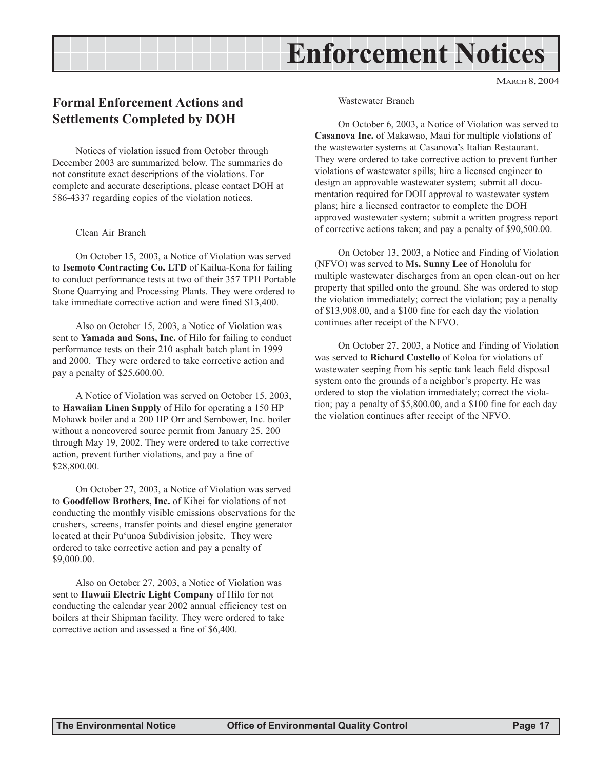# Enforcement Notices

MARCH 8, 2004

## Formal Enforcement Actions and Settlements Completed by DOH

Notices of violation issued from October through December 2003 are summarized below. The summaries do not constitute exact descriptions of the violations. For complete and accurate descriptions, please contact DOH at 586-4337 regarding copies of the violation notices.

### Clean Air Branch

On October 15, 2003, a Notice of Violation was served to **Isemoto Contracting Co. LTD** of Kailua-Kona for failing to conduct performance tests at two of their 357 TPH Portable Stone Quarrying and Processing Plants. They were ordered to take immediate corrective action and were fined $13,400.

Also on October 15, 2003, a Notice of Violation was sent to **Yamada and Sons, Inc.** of Hilo for failing to conduct performance tests on their 210 asphalt batch plant in 1999 and 2000. They were ordered to take corrective action and pay a penalty of $25,600.00.

A Notice of Violation was served on October 15, 2003, to **Hawaiian Linen Supply** of Hilo for operating a 150 HP Mohawk boiler and a 200 HP Orr and Sembower, Inc. boiler without a noncovered source permit from January 25, 200 through May 19, 2002. They were ordered to take corrective action, prevent further violations, and pay a fine of $28,800.00.

On October 27, 2003, a Notice of Violation was served to **Goodfellow Brothers, Inc.** of Kihei for violations of not conducting the monthly visible emissions observations for the crushers, screens, transfer points and diesel engine generator located at their Pu'unoa Subdivision jobsite. They were ordered to take corrective action and pay a penalty of $9,000.00.

Also on October 27, 2003, a Notice of Violation was sent to **Hawaii Electric Light Company** of Hilo for not conducting the calendar year 2002 annual efficiency test on boilers at their Shipman facility. They were ordered to take corrective action and assessed a fine of $6,400.

### Wastewater Branch

On October 6, 2003, a Notice of Violation was served to **Casanova Inc.** of Makawao, Maui for multiple violations of the wastewater systems at Casanova's Italian Restaurant. They were ordered to take corrective action to prevent further violations of wastewater spills; hire a licensed engineer to design an approvable wastewater system; submit all documentation required for DOH approval to wastewater system plans; hire a licensed contractor to complete the DOH approved wastewater system; submit a written progress report of corrective actions taken; and pay a penalty of $90,500.00.

On October 13, 2003, a Notice and Finding of Violation (NFVO) was served to **Ms. Sunny Lee** of Honolulu for multiple wastewater discharges from an open clean-out on her property that spilled onto the ground. She was ordered to stop the violation immediately; correct the violation; pay a penalty of $13,908.00, and a $100 fine for each day the violation continues after receipt of the NFVO.

On October 27, 2003, a Notice and Finding of Violation was served to **Richard Costello** of Koloa for violations of wastewater seeping from his septic tank leach field disposal system onto the grounds of a neighbor's property. He was ordered to stop the violation immediately; correct the violation; pay a penalty of $5,800.00, and a $100 fine for each day the violation continues after receipt of the NFVO.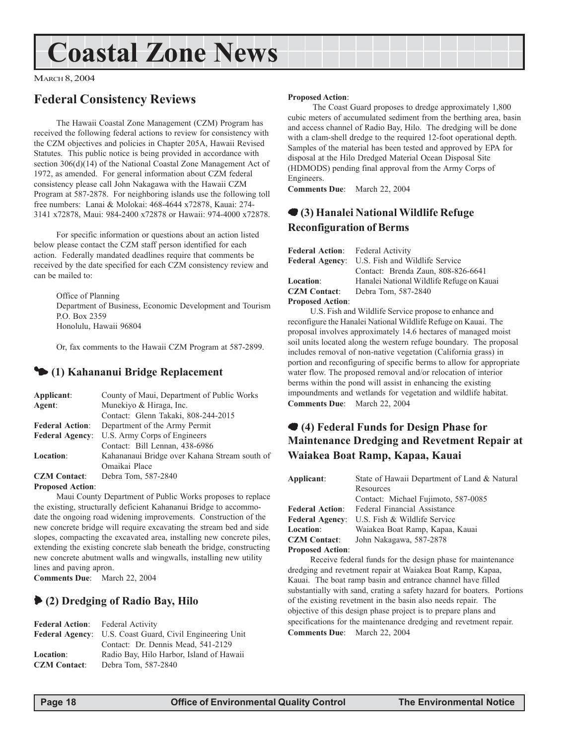# Coastal Zone News

March 8, 2004

## Federal Consistency Reviews

The Hawaii Coastal Zone Management (CZM) Program has received the following federal actions to review for consistency with the CZM objectives and policies in Chapter 205A, Hawaii Revised Statutes. This public notice is being provided in accordance with section 306(d)(14) of the National Coastal Zone Management Act of 1972, as amended. For general information about CZM federal consistency please call John Nakagawa with the Hawaii CZM Program at 587-2878. For neighboring islands use the following toll free numbers: Lanai & Molokai: 468-4644 x72878, Kauai: 274-3141 x72878, Maui: 984-2400 x72878 or Hawaii: 974-4000 x72878.

For specific information or questions about an action listed below please contact the CZM staff person identified for each action. Federally mandated deadlines require that comments be received by the date specified for each CZM consistency review and can be mailed to:

Office of Planning
Department of Business, Economic Development and Tourism
P.O. Box 2359
Honolulu, Hawaii 96804

Or, fax comments to the Hawaii CZM Program at 587-2899.

### (1) Kahananui Bridge Replacement

**Applicant**: County of Maui, Department of Public Works
**Agent**: Munekiyo & Hiraga, Inc.
Contact: Glenn Takaki, 808-244-2015
**Federal Action**: Department of the Army Permit
**Federal Agency**: U.S. Army Corps of Engineers
Contact: Bill Lennan, 438-6986
**Location**: Kahananui Bridge over Kahana Stream south of Omaikai Place
**CZM Contact**: Debra Tom, 587-2840
**Proposed Action**:

Maui County Department of Public Works proposes to replace the existing, structurally deficient Kahananui Bridge to accommodate the ongoing road widening improvements. Construction of the new concrete bridge will require excavating the stream bed and side slopes, compacting the excavated area, installing new concrete piles, extending the existing concrete slab beneath the bridge, constructing new concrete abutment walls and wingwalls, installing new utility lines and paving apron.

**Comments Due**: March 22, 2004

### (2) Dredging of Radio Bay, Hilo

**Federal Action**: Federal Activity
**Federal Agency**: U.S. Coast Guard, Civil Engineering Unit
Contact: Dr. Dennis Mead, 541-2129
**Location**: Radio Bay, Hilo Harbor, Island of Hawaii
**CZM Contact**: Debra Tom, 587-2840
**Proposed Action**:

The Coast Guard proposes to dredge approximately 1,800 cubic meters of accumulated sediment from the berthing area, basin and access channel of Radio Bay, Hilo. The dredging will be done with a clam-shell dredge to the required 12-foot operational depth. Samples of the material has been tested and approved by EPA for disposal at the Hilo Dredged Material Ocean Disposal Site (HDMODS) pending final approval from the Army Corps of Engineers.

**Comments Due**: March 22, 2004

### (3) Hanalei National Wildlife Refuge Reconfiguration of Berms

**Federal Action**: Federal Activity
**Federal Agency**: U.S. Fish and Wildlife Service
Contact: Brenda Zaun, 808-826-6641
**Location**: Hanalei National Wildlife Refuge on Kauai
**CZM Contact**: Debra Tom, 587-2840
**Proposed Action**:

U.S. Fish and Wildlife Service propose to enhance and reconfigure the Hanalei National Wildlife Refuge on Kauai. The proposal involves approximately 14.6 hectares of managed moist soil units located along the western refuge boundary. The proposal includes removal of non-native vegetation (California grass) in portion and reconfiguring of specific berms to allow for appropriate water flow. The proposed removal and/or relocation of interior berms within the pond will assist in enhancing the existing impoundments and wetlands for vegetation and wildlife habitat.

**Comments Due**: March 22, 2004

### (4) Federal Funds for Design Phase for Maintenance Dredging and Revetment Repair at Waiakea Boat Ramp, Kapaa, Kauai

**Applicant**: State of Hawaii Department of Land & Natural Resources
Contact: Michael Fujimoto, 587-0085
**Federal Action**: Federal Financial Assistance
**Federal Agency**: U.S. Fish & Wildlife Service
**Location**: Waiakea Boat Ramp, Kapaa, Kauai
**CZM Contact**: John Nakagawa, 587-2878
**Proposed Action**:

Receive federal funds for the design phase for maintenance dredging and revetment repair at Waiakea Boat Ramp, Kapaa, Kauai. The boat ramp basin and entrance channel have filled substantially with sand, crating a safety hazard for boaters. Portions of the existing revetment in the basin also needs repair. The objective of this design phase project is to prepare plans and specifications for the maintenance dredging and revetment repair.

**Comments Due**: March 22, 2004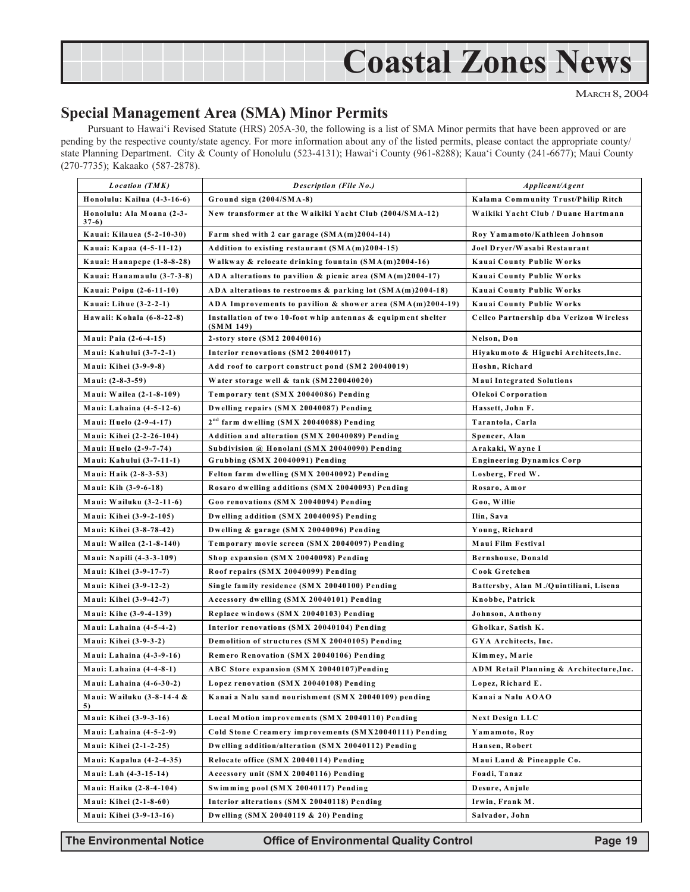# Coastal Zones News

MARCH 8, 2004

## Special Management Area (SMA) Minor Permits

Pursuant to Hawai'i Revised Statute (HRS) 205A-30, the following is a list of SMA Minor permits that have been approved or are pending by the respective county/state agency. For more information about any of the listed permits, please contact the appropriate county/state Planning Department. City & County of Honolulu (523-4131); Hawai'i County (961-8288); Kaua'i County (241-6677); Maui County (270-7735); Kakaako (587-2878).

| *Location (TMK)* | *Description (File No.)* | *Applicant/Agent* |
|---|---|---|
| Honolulu: Kailua (4-3-16-6) | Ground sign (2004/SMA-8) | Kalama Community Trust/Philip Ritch |
| Honolulu: Ala Moana (2-3-37-6) | New transformer at the Waikiki Yacht Club (2004/SMA-12) | Waikiki Yacht Club / Duane Hartmann |
| Kauai: Kilauea (5-2-10-30) | Farm shed with 2 car garage (SMA(m)2004-14) | Roy Yamamoto/Kathleen Johnson |
| Kauai: Kapaa (4-5-11-12) | Addition to existing restaurant (SMA(m)2004-15) | Joel Dryer/Wasabi Restaurant |
| Kauai: Hanapepe (1-8-8-28) | Walkway & relocate drinking fountain (SMA(m)2004-16) | Kauai County Public Works |
| Kauai: Hanamaulu (3-7-3-8) | ADA alterations to pavilion & picnic area (SMA(m)2004-17) | Kauai County Public Works |
| Kauai: Poipu (2-6-11-10) | ADA alterations to restrooms & parking lot (SMA(m)2004-18) | Kauai County Public Works |
| Kauai: Lihue (3-2-2-1) | ADA Improvements to pavilion & shower area (SMA(m)2004-19) | Kauai County Public Works |
| Hawaii: Kohala (6-8-22-8) | Installation of two 10-foot whip antennas & equipment shelter (SMM 149) | Cellco Partnership dba Verizon Wireless |
| Maui: Paia (2-6-4-15) | 2-story store (SM2 20040016) | Nelson, Don |
| Maui: Kahului (3-7-2-1) | Interior renovations (SM2 20040017) | Hiyakumoto & Higuchi Architects,Inc. |
| Maui: Kihei (3-9-9-8) | Add roof to carport construct pond (SM2 20040019) | Hoshn, Richard |
| Maui: (2-8-3-59) | Water storage well & tank (SM220040020) | Maui Integrated Solutions |
| Maui: Wailea (2-1-8-109) | Temporary tent (SMX 20040086) Pending | Olekoi Corporation |
| Maui: Lahaina (4-5-12-6) | Dwelling repairs (SMX 20040087) Pending | Hassett, John F. |
| Maui: Huelo (2-9-4-17) | 2nd farm dwelling (SMX 20040088) Pending | Tarantola, Carla |
| Maui: Kihei (2-2-26-104) | Addition and alteration (SMX 20040089) Pending | Spencer, Alan |
| Maui: Huelo (2-9-7-74) | Subdivision @ Honolani (SMX 20040090) Pending | Arakaki, Wayne I |
| Maui: Kahului (3-7-11-1) | Grubbing (SMX 20040091) Pending | Engineering Dynamics Corp |
| Maui: Haik (2-8-3-53) | Felton farm dwelling (SMX 20040092) Pending | Losberg, Fred W. |
| Maui: Kih (3-9-6-18) | Rosaro dwelling additions (SMX 20040093) Pending | Rosaro, Amor |
| Maui: Wailuku (3-2-11-6) | Goo renovations (SMX 20040094) Pending | Goo, Willie |
| Maui: Kihei (3-9-2-105) | Dwelling addition (SMX 20040095) Pending | Ilin, Sava |
| Maui: Kihei (3-8-78-42) | Dwelling & garage (SMX 20040096) Pending | Young, Richard |
| Maui: Wailea (2-1-8-140) | Temporary movie screen (SMX 20040097) Pending | Maui Film Festival |
| Maui: Napili (4-3-3-109) | Shop expansion (SMX 20040098) Pending | Bernshouse, Donald |
| Maui: Kihei (3-9-17-7) | Roof repairs (SMX 20040099) Pending | Cook Gretchen |
| Maui: Kihei (3-9-12-2) | Single family residence (SMX 20040100) Pending | Battersby, Alan M./Quintiliani, Lisena |
| Maui: Kihei (3-9-42-7) | Accessory dwelling (SMX 20040101) Pending | Knobbe, Patrick |
| Maui: Kihe (3-9-4-139) | Replace windows (SMX 20040103) Pending | Johnson, Anthony |
| Maui: Lahaina (4-5-4-2) | Interior renovations (SMX 20040104) Pending | Gholkar, Satish K. |
| Maui: Kihei (3-9-3-2) | Demolition of structures (SMX 20040105) Pending | GYA Architects, Inc. |
| Maui: Lahaina (4-3-9-16) | Remero Renovation (SMX 20040106) Pending | Kimmey, Marie |
| Maui: Lahaina (4-4-8-1) | ABC Store expansion (SMX 20040107)Pending | ADM Retail Planning & Architecture,Inc. |
| Maui: Lahaina (4-6-30-2) | Lopez renovation (SMX 20040108) Pending | Lopez, Richard E. |
| Maui: Wailuku (3-8-14-4 & 5) | Kanai a Nalu sand nourishment (SMX 20040109) pending | Kanai a Nalu AOAO |
| Maui: Kihei (3-9-3-16) | Local Motion improvements (SMX 20040110) Pending | Next Design LLC |
| Maui: Lahaina (4-5-2-9) | Cold Stone Creamery improvements (SMX20040111) Pending | Yamamoto, Roy |
| Maui: Kihei (2-1-2-25) | Dwelling addition/alteration (SMX 20040112) Pending | Hansen, Robert |
| Maui: Kapalua (4-2-4-35) | Relocate office (SMX 20040114) Pending | Maui Land & Pineapple Co. |
| Maui: Lah (4-3-15-14) | Accessory unit (SMX 20040116) Pending | Foadi, Tanaz |
| Maui: Haiku (2-8-4-104) | Swimming pool (SMX 20040117) Pending | Desure, Anjule |
| Maui: Kihei (2-1-8-60) | Interior alterations (SMX 20040118) Pending | Irwin, Frank M. |
| Maui: Kihei (3-9-13-16) | Dwelling (SMX 20040119 & 20) Pending | Salvador, John |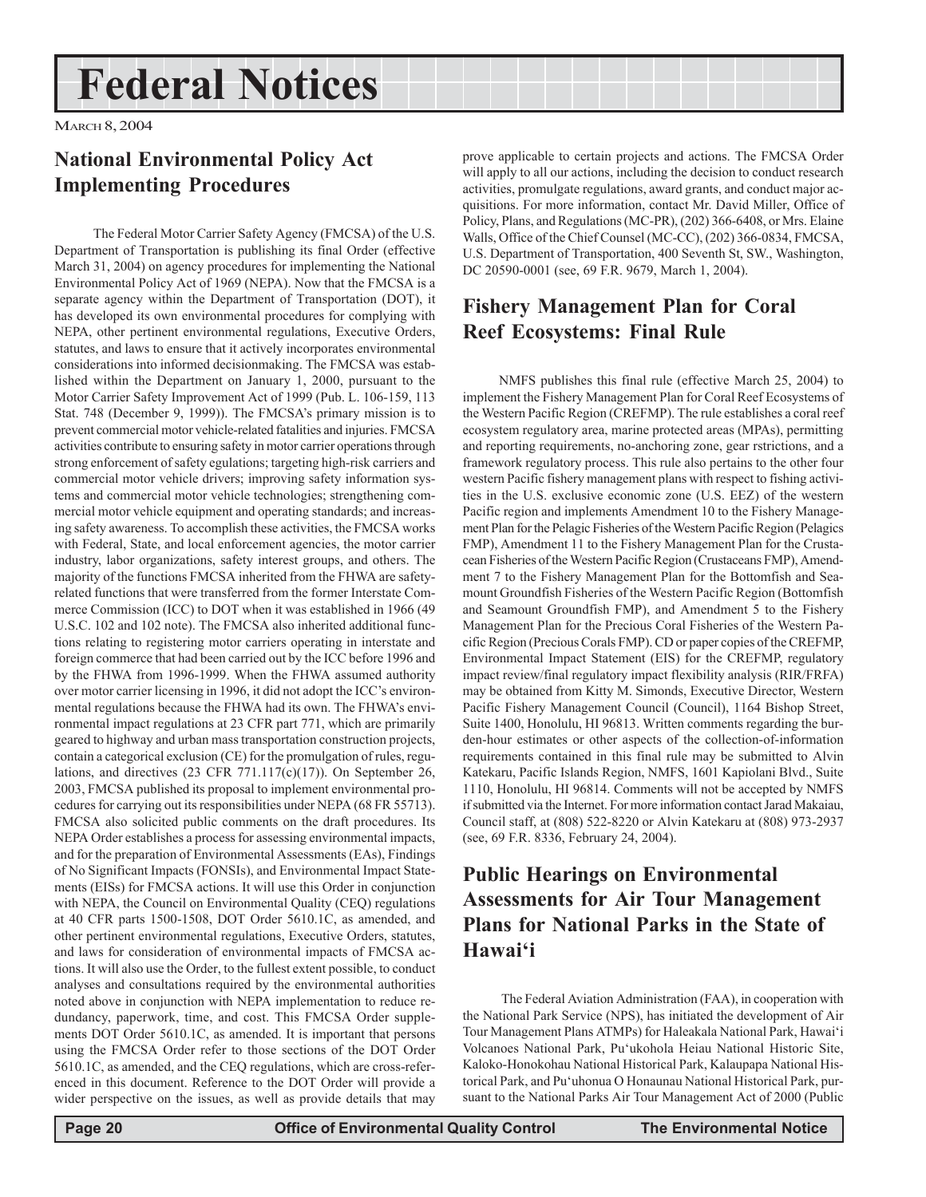# Federal Notices

March 8, 2004

## National Environmental Policy Act Implementing Procedures

The Federal Motor Carrier Safety Agency (FMCSA) of the U.S. Department of Transportation is publishing its final Order (effective March 31, 2004) on agency procedures for implementing the National Environmental Policy Act of 1969 (NEPA). Now that the FMCSA is a separate agency within the Department of Transportation (DOT), it has developed its own environmental procedures for complying with NEPA, other pertinent environmental regulations, Executive Orders, statutes, and laws to ensure that it actively incorporates environmental considerations into informed decisionmaking. The FMCSA was established within the Department on January 1, 2000, pursuant to the Motor Carrier Safety Improvement Act of 1999 (Pub. L. 106-159, 113 Stat. 748 (December 9, 1999)). The FMCSA's primary mission is to prevent commercial motor vehicle-related fatalities and injuries. FMCSA activities contribute to ensuring safety in motor carrier operations through strong enforcement of safety egulations; targeting high-risk carriers and commercial motor vehicle drivers; improving safety information systems and commercial motor vehicle technologies; strengthening commercial motor vehicle equipment and operating standards; and increasing safety awareness. To accomplish these activities, the FMCSA works with Federal, State, and local enforcement agencies, the motor carrier industry, labor organizations, safety interest groups, and others. The majority of the functions FMCSA inherited from the FHWA are safety-related functions that were transferred from the former Interstate Commerce Commission (ICC) to DOT when it was established in 1966 (49 U.S.C. 102 and 102 note). The FMCSA also inherited additional functions relating to registering motor carriers operating in interstate and foreign commerce that had been carried out by the ICC before 1996 and by the FHWA from 1996-1999. When the FHWA assumed authority over motor carrier licensing in 1996, it did not adopt the ICC's environmental regulations because the FHWA had its own. The FHWA's environmental impact regulations at 23 CFR part 771, which are primarily geared to highway and urban mass transportation construction projects, contain a categorical exclusion (CE) for the promulgation of rules, regulations, and directives (23 CFR 771.117(c)(17)). On September 26, 2003, FMCSA published its proposal to implement environmental procedures for carrying out its responsibilities under NEPA (68 FR 55713). FMCSA also solicited public comments on the draft procedures. Its NEPA Order establishes a process for assessing environmental impacts, and for the preparation of Environmental Assessments (EAs), Findings of No Significant Impacts (FONSIs), and Environmental Impact Statements (EISs) for FMCSA actions. It will use this Order in conjunction with NEPA, the Council on Environmental Quality (CEQ) regulations at 40 CFR parts 1500-1508, DOT Order 5610.1C, as amended, and other pertinent environmental regulations, Executive Orders, statutes, and laws for consideration of environmental impacts of FMCSA actions. It will also use the Order, to the fullest extent possible, to conduct analyses and consultations required by the environmental authorities noted above in conjunction with NEPA implementation to reduce redundancy, paperwork, time, and cost. This FMCSA Order supplements DOT Order 5610.1C, as amended. It is important that persons using the FMCSA Order refer to those sections of the DOT Order 5610.1C, as amended, and the CEQ regulations, which are cross-referenced in this document. Reference to the DOT Order will provide a wider perspective on the issues, as well as provide details that may prove applicable to certain projects and actions. The FMCSA Order will apply to all our actions, including the decision to conduct research activities, promulgate regulations, award grants, and conduct major acquisitions. For more information, contact Mr. David Miller, Office of Policy, Plans, and Regulations (MC-PR), (202) 366-6408, or Mrs. Elaine Walls, Office of the Chief Counsel (MC-CC), (202) 366-0834, FMCSA, U.S. Department of Transportation, 400 Seventh St, SW., Washington, DC 20590-0001 (see, 69 F.R. 9679, March 1, 2004).

## Fishery Management Plan for Coral Reef Ecosystems: Final Rule

NMFS publishes this final rule (effective March 25, 2004) to implement the Fishery Management Plan for Coral Reef Ecosystems of the Western Pacific Region (CREFMP). The rule establishes a coral reef ecosystem regulatory area, marine protected areas (MPAs), permitting and reporting requirements, no-anchoring zone, gear rstrictions, and a framework regulatory process. This rule also pertains to the other four western Pacific fishery management plans with respect to fishing activities in the U.S. exclusive economic zone (U.S. EEZ) of the western Pacific region and implements Amendment 10 to the Fishery Management Plan for the Pelagic Fisheries of the Western Pacific Region (Pelagics FMP), Amendment 11 to the Fishery Management Plan for the Crustacean Fisheries of the Western Pacific Region (Crustaceans FMP), Amendment 7 to the Fishery Management Plan for the Bottomfish and Seamount Groundfish Fisheries of the Western Pacific Region (Bottomfish and Seamount Groundfish FMP), and Amendment 5 to the Fishery Management Plan for the Precious Coral Fisheries of the Western Pacific Region (Precious Corals FMP). CD or paper copies of the CREFMP, Environmental Impact Statement (EIS) for the CREFMP, regulatory impact review/final regulatory impact flexibility analysis (RIR/FRFA) may be obtained from Kitty M. Simonds, Executive Director, Western Pacific Fishery Management Council (Council), 1164 Bishop Street, Suite 1400, Honolulu, HI 96813. Written comments regarding the burden-hour estimates or other aspects of the collection-of-information requirements contained in this final rule may be submitted to Alvin Katekaru, Pacific Islands Region, NMFS, 1601 Kapiolani Blvd., Suite 1110, Honolulu, HI 96814. Comments will not be accepted by NMFS if submitted via the Internet. For more information contact Jarad Makaiau, Council staff, at (808) 522-8220 or Alvin Katekaru at (808) 973-2937 (see, 69 F.R. 8336, February 24, 2004).

## Public Hearings on Environmental Assessments for Air Tour Management Plans for National Parks in the State of Hawai'i

The Federal Aviation Administration (FAA), in cooperation with the National Park Service (NPS), has initiated the development of Air Tour Management Plans ATMPs) for Haleakala National Park, Hawai'i Volcanoes National Park, Pu'ukohola Heiau National Historic Site, Kaloko-Honokohau National Historical Park, Kalaupapa National Historical Park, and Pu'uhonua O Honaunau National Historical Park, pursuant to the National Parks Air Tour Management Act of 2000 (Public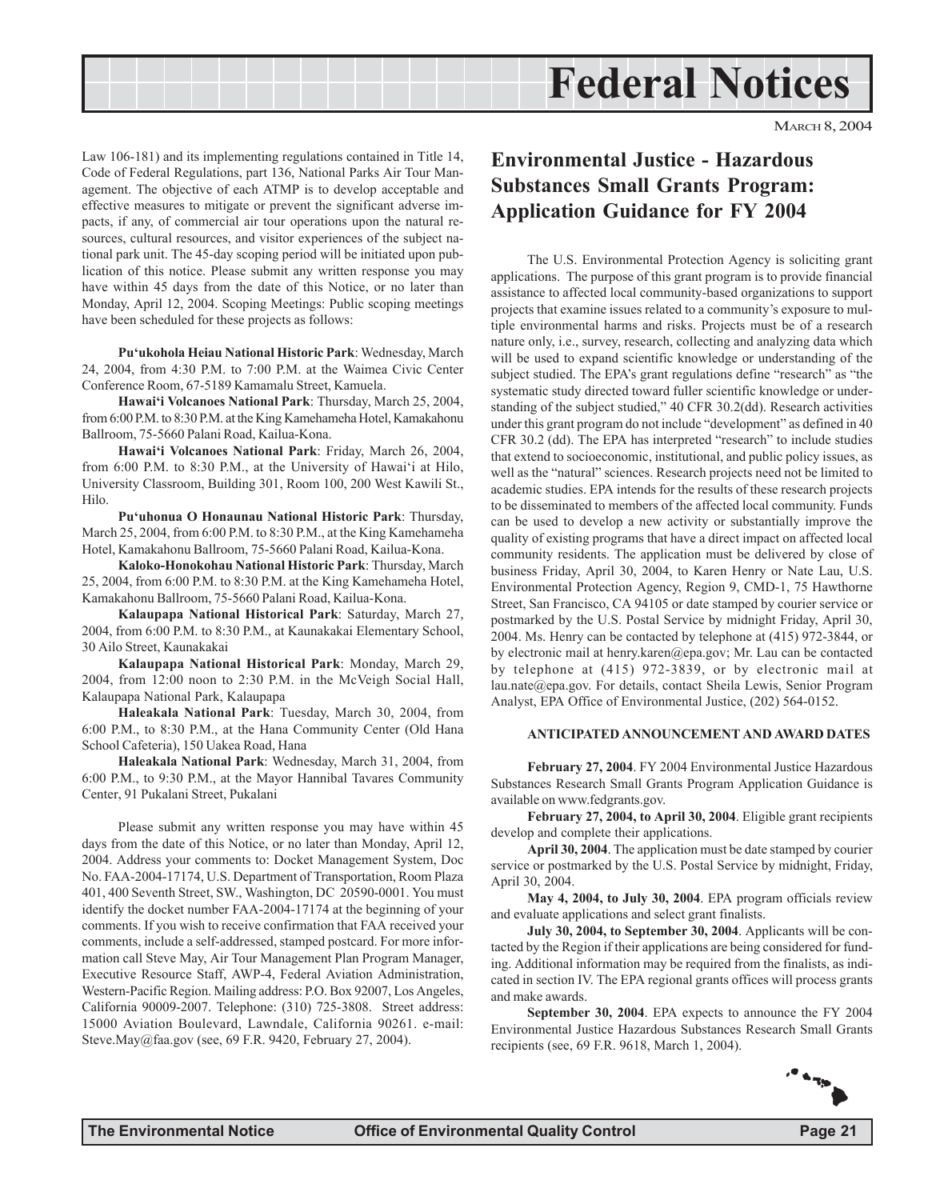Law 106-181) and its implementing regulations contained in Title 14, Code of Federal Regulations, part 136, National Parks Air Tour Management. The objective of each ATMP is to develop acceptable and effective measures to mitigate or prevent the significant adverse impacts, if any, of commercial air tour operations upon the natural resources, cultural resources, and visitor experiences of the subject national park unit. The 45-day scoping period will be initiated upon publication of this notice. Please submit any written response you may have within 45 days from the date of this Notice, or no later than Monday, April 12, 2004. Scoping Meetings: Public scoping meetings have been scheduled for these projects as follows:

**Pu'ukohola Heiau National Historic Park**: Wednesday, March 24, 2004, from 4:30 P.M. to 7:00 P.M. at the Waimea Civic Center Conference Room, 67-5189 Kamamalu Street, Kamuela.

**Hawai'i Volcanoes National Park**: Thursday, March 25, 2004, from 6:00 P.M. to 8:30 P.M. at the King Kamehameha Hotel, Kamakahonu Ballroom, 75-5660 Palani Road, Kailua-Kona.

**Hawai'i Volcanoes National Park**: Friday, March 26, 2004, from 6:00 P.M. to 8:30 P.M., at the University of Hawai'i at Hilo, University Classroom, Building 301, Room 100, 200 West Kawili St., Hilo.

**Pu'uhonua O Honaunau National Historic Park**: Thursday, March 25, 2004, from 6:00 P.M. to 8:30 P.M., at the King Kamehameha Hotel, Kamakahonu Ballroom, 75-5660 Palani Road, Kailua-Kona.

**Kaloko-Honokohau National Historic Park**: Thursday, March 25, 2004, from 6:00 P.M. to 8:30 P.M. at the King Kamehameha Hotel, Kamakahonu Ballroom, 75-5660 Palani Road, Kailua-Kona.

**Kalaupapa National Historical Park**: Saturday, March 27, 2004, from 6:00 P.M. to 8:30 P.M., at Kaunakakai Elementary School, 30 Ailo Street, Kaunakakai

**Kalaupapa National Historical Park**: Monday, March 29, 2004, from 12:00 noon to 2:30 P.M. in the McVeigh Social Hall, Kalaupapa National Park, Kalaupapa

**Haleakala National Park**: Tuesday, March 30, 2004, from 6:00 P.M., to 8:30 P.M., at the Hana Community Center (Old Hana School Cafeteria), 150 Uakea Road, Hana

**Haleakala National Park**: Wednesday, March 31, 2004, from 6:00 P.M., to 9:30 P.M., at the Mayor Hannibal Tavares Community Center, 91 Pukalani Street, Pukalani

Please submit any written response you may have within 45 days from the date of this Notice, or no later than Monday, April 12, 2004. Address your comments to: Docket Management System, Doc No. FAA-2004-17174, U.S. Department of Transportation, Room Plaza 401, 400 Seventh Street, SW., Washington, DC 20590-0001. You must identify the docket number FAA-2004-17174 at the beginning of your comments. If you wish to receive confirmation that FAA received your comments, include a self-addressed, stamped postcard. For more information call Steve May, Air Tour Management Plan Program Manager, Executive Resource Staff, AWP-4, Federal Aviation Administration, Western-Pacific Region. Mailing address: P.O. Box 92007, Los Angeles, California 90009-2007. Telephone: (310) 725-3808. Street address: 15000 Aviation Boulevard, Lawndale, California 90261. e-mail: Steve.May@faa.gov (see, 69 F.R. 9420, February 27, 2004).

## Environmental Justice - Hazardous Substances Small Grants Program: Application Guidance for FY 2004

The U.S. Environmental Protection Agency is soliciting grant applications. The purpose of this grant program is to provide financial assistance to affected local community-based organizations to support projects that examine issues related to a community's exposure to multiple environmental harms and risks. Projects must be of a research nature only, i.e., survey, research, collecting and analyzing data which will be used to expand scientific knowledge or understanding of the subject studied. The EPA's grant regulations define "research" as "the systematic study directed toward fuller scientific knowledge or understanding of the subject studied," 40 CFR 30.2(dd). Research activities under this grant program do not include "development" as defined in 40 CFR 30.2 (dd). The EPA has interpreted "research" to include studies that extend to socioeconomic, institutional, and public policy issues, as well as the "natural" sciences. Research projects need not be limited to academic studies. EPA intends for the results of these research projects to be disseminated to members of the affected local community. Funds can be used to develop a new activity or substantially improve the quality of existing programs that have a direct impact on affected local community residents. The application must be delivered by close of business Friday, April 30, 2004, to Karen Henry or Nate Lau, U.S. Environmental Protection Agency, Region 9, CMD-1, 75 Hawthorne Street, San Francisco, CA 94105 or date stamped by courier service or postmarked by the U.S. Postal Service by midnight Friday, April 30, 2004. Ms. Henry can be contacted by telephone at (415) 972-3844, or by electronic mail at henry.karen@epa.gov; Mr. Lau can be contacted by telephone at (415) 972-3839, or by electronic mail at lau.nate@epa.gov. For details, contact Sheila Lewis, Senior Program Analyst, EPA Office of Environmental Justice, (202) 564-0152.

### ANTICIPATED ANNOUNCEMENT AND AWARD DATES

**February 27, 2004**. FY 2004 Environmental Justice Hazardous Substances Research Small Grants Program Application Guidance is available on www.fedgrants.gov.

**February 27, 2004, to April 30, 2004**. Eligible grant recipients develop and complete their applications.

**April 30, 2004**. The application must be date stamped by courier service or postmarked by the U.S. Postal Service by midnight, Friday, April 30, 2004.

**May 4, 2004, to July 30, 2004**. EPA program officials review and evaluate applications and select grant finalists.

**July 30, 2004, to September 30, 2004**. Applicants will be contacted by the Region if their applications are being considered for funding. Additional information may be required from the finalists, as indicated in section IV. The EPA regional grants offices will process grants and make awards.

**September 30, 2004**. EPA expects to announce the FY 2004 Environmental Justice Hazardous Substances Research Small Grants recipients (see, 69 F.R. 9618, March 1, 2004).